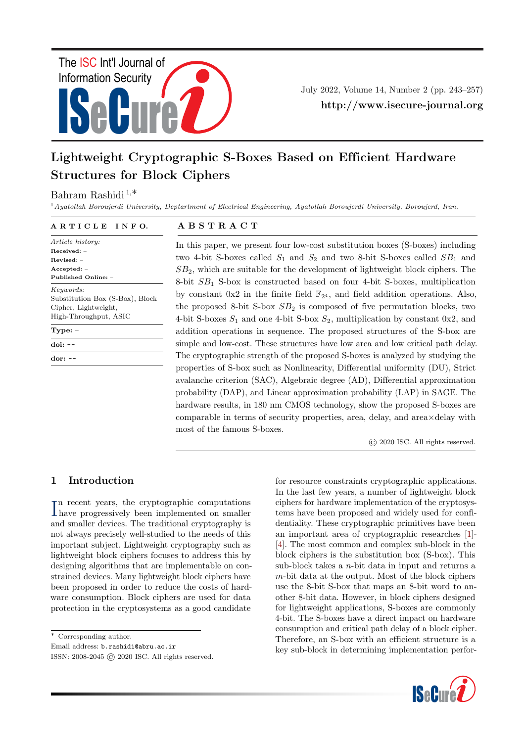# Lightweight Cryptographic S-Boxes Based on Efficient Hardware Structures for Block Ciphers

Bahram Rashidi [1,*]

[1] *Ayatollah Boroujerdi University, Deptartment of Electrical Engineering, Ayatollah Boroujerdi University, Boroujerd, Iran.*

**ARTICLE INFO.**

*Article history:*
**Received:** –
**Revised:** –
**Accepted:** –
**Published Online:** –

*Keywords:*
Substitution Box (S-Box), Block Cipher, Lightweight, High-Throughput, ASIC

**Type:** –

**doi:** --

**dor:** --

**ABSTRACT**

In this paper, we present four low-cost substitution boxes (S-boxes) including two 4-bit S-boxes called $S_1$ and $S_2$ and two 8-bit S-boxes called $SB_1$ and $SB_2$, which are suitable for the development of lightweight block ciphers. The 8-bit $SB_1$ S-box is constructed based on four 4-bit S-boxes, multiplication by constant 0x2 in the finite field $\mathbb{F}_{2^4}$, and field addition operations. Also, the proposed 8-bit S-box $SB_2$ is composed of five permutation blocks, two 4-bit S-boxes $S_1$ and one 4-bit S-box $S_2$, multiplication by constant 0x2, and addition operations in sequence. The proposed structures of the S-box are simple and low-cost. These structures have low area and low critical path delay. The cryptographic strength of the proposed S-boxes is analyzed by studying the properties of S-box such as Nonlinearity, Differential uniformity (DU), Strict avalanche criterion (SAC), Algebraic degree (AD), Differential approximation probability (DAP), and Linear approximation probability (LAP) in SAGE. The hardware results, in 180 nm CMOS technology, show the proposed S-boxes are comparable in terms of security properties, area, delay, and area×delay with most of the famous S-boxes.

© 2020 ISC. All rights reserved.

## 1 Introduction

In recent years, the cryptographic computations have progressively been implemented on smaller and smaller devices. The traditional cryptography is not always precisely well-studied to the needs of this important subject. Lightweight cryptography such as lightweight block ciphers focuses to address this by designing algorithms that are implementable on constrained devices. Many lightweight block ciphers have been proposed in order to reduce the costs of hardware consumption. Block ciphers are used for data protection in the cryptosystems as a good candidate for resource constraints cryptographic applications. In the last few years, a number of lightweight block ciphers for hardware implementation of the cryptosystems have been proposed and widely used for confidentiality. These cryptographic primitives have been an important area of cryptographic researches [1]-[4]. The most common and complex sub-block in the block ciphers is the substitution box (S-box). This sub-block takes a $n$-bit data in input and returns a $m$-bit data at the output. Most of the block ciphers use the 8-bit S-box that maps an 8-bit word to another 8-bit data. However, in block ciphers designed for lightweight applications, S-boxes are commonly 4-bit. The S-boxes have a direct impact on hardware consumption and critical path delay of a block cipher. Therefore, an S-box with an efficient structure is a key sub-block in determining implementation perfor-

\* Corresponding author.
Email address: b.rashidi@abru.ac.ir
ISSN: 2008-2045 © 2020 ISC. All rights reserved.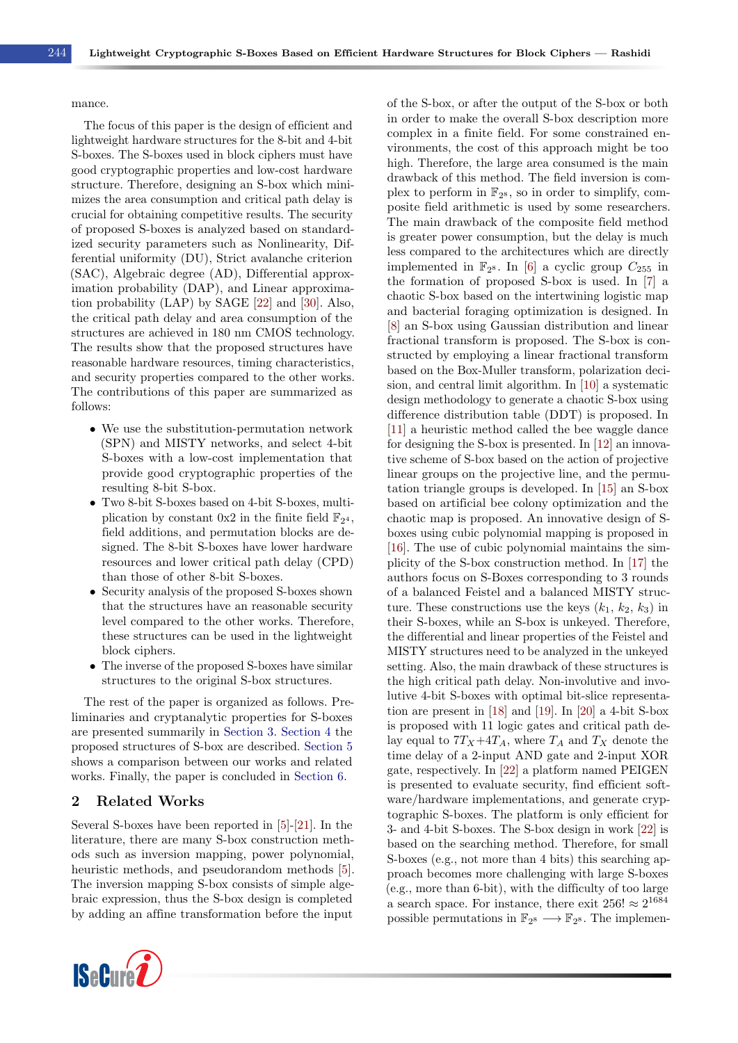mance.

The focus of this paper is the design of efficient and lightweight hardware structures for the 8-bit and 4-bit S-boxes. The S-boxes used in block ciphers must have good cryptographic properties and low-cost hardware structure. Therefore, designing an S-box which minimizes the area consumption and critical path delay is crucial for obtaining competitive results. The security of proposed S-boxes is analyzed based on standardized security parameters such as Nonlinearity, Differential uniformity (DU), Strict avalanche criterion (SAC), Algebraic degree (AD), Differential approximation probability (DAP), and Linear approximation probability (LAP) by SAGE [22] and [30]. Also, the critical path delay and area consumption of the structures are achieved in 180 nm CMOS technology. The results show that the proposed structures have reasonable hardware resources, timing characteristics, and security properties compared to the other works. The contributions of this paper are summarized as follows:

- We use the substitution-permutation network (SPN) and MISTY networks, and select 4-bit S-boxes with a low-cost implementation that provide good cryptographic properties of the resulting 8-bit S-box.
- Two 8-bit S-boxes based on 4-bit S-boxes, multiplication by constant 0x2 in the finite field $\mathbb{F}_{2^4}$, field additions, and permutation blocks are designed. The 8-bit S-boxes have lower hardware resources and lower critical path delay (CPD) than those of other 8-bit S-boxes.
- Security analysis of the proposed S-boxes shown that the structures have an reasonable security level compared to the other works. Therefore, these structures can be used in the lightweight block ciphers.
- The inverse of the proposed S-boxes have similar structures to the original S-box structures.

The rest of the paper is organized as follows. Preliminaries and cryptanalytic properties for S-boxes are presented summarily in Section 3. Section 4 the proposed structures of S-box are described. Section 5 shows a comparison between our works and related works. Finally, the paper is concluded in Section 6.

## 2 Related Works

Several S-boxes have been reported in [5]-[21]. In the literature, there are many S-box construction methods such as inversion mapping, power polynomial, heuristic methods, and pseudorandom methods [5]. The inversion mapping S-box consists of simple algebraic expression, thus the S-box design is completed by adding an affine transformation before the input of the S-box, or after the output of the S-box or both in order to make the overall S-box description more complex in a finite field. For some constrained environments, the cost of this approach might be too high. Therefore, the large area consumed is the main drawback of this method. The field inversion is complex to perform in $\mathbb{F}_{2^8}$, so in order to simplify, composite field arithmetic is used by some researchers. The main drawback of the composite field method is greater power consumption, but the delay is much less compared to the architectures which are directly implemented in $\mathbb{F}_{2^8}$. In [6] a cyclic group $C_{255}$ in the formation of proposed S-box is used. In [7] a chaotic S-box based on the intertwining logistic map and bacterial foraging optimization is designed. In [8] an S-box using Gaussian distribution and linear fractional transform is proposed. The S-box is constructed by employing a linear fractional transform based on the Box-Muller transform, polarization decision, and central limit algorithm. In [10] a systematic design methodology to generate a chaotic S-box using difference distribution table (DDT) is proposed. In [11] a heuristic method called the bee waggle dance for designing the S-box is presented. In [12] an innovative scheme of S-box based on the action of projective linear groups on the projective line, and the permutation triangle groups is developed. In [15] an S-box based on artificial bee colony optimization and the chaotic map is proposed. An innovative design of S-boxes using cubic polynomial mapping is proposed in [16]. The use of cubic polynomial maintains the simplicity of the S-box construction method. In [17] the authors focus on S-Boxes corresponding to 3 rounds of a balanced Feistel and a balanced MISTY structure. These constructions use the keys ($k_1$, $k_2$, $k_3$) in their S-boxes, while an S-box is unkeyed. Therefore, the differential and linear properties of the Feistel and MISTY structures need to be analyzed in the unkeyed setting. Also, the main drawback of these structures is the high critical path delay. Non-involutive and involutive 4-bit S-boxes with optimal bit-slice representation are present in [18] and [19]. In [20] a 4-bit S-box is proposed with 11 logic gates and critical path delay equal to $7T_X + 4T_A$, where $T_A$ and $T_X$ denote the time delay of a 2-input AND gate and 2-input XOR gate, respectively. In [22] a platform named PEIGEN is presented to evaluate security, find efficient software/hardware implementations, and generate cryptographic S-boxes. The platform is only efficient for 3- and 4-bit S-boxes. The S-box design in work [22] is based on the searching method. Therefore, for small S-boxes (e.g., not more than 4 bits) this searching approach becomes more challenging with large S-boxes (e.g., more than 6-bit), with the difficulty of too large a search space. For instance, there exit $256! \approx 2^{1684}$ possible permutations in $\mathbb{F}_{2^8} \longrightarrow \mathbb{F}_{2^8}$. The implemen-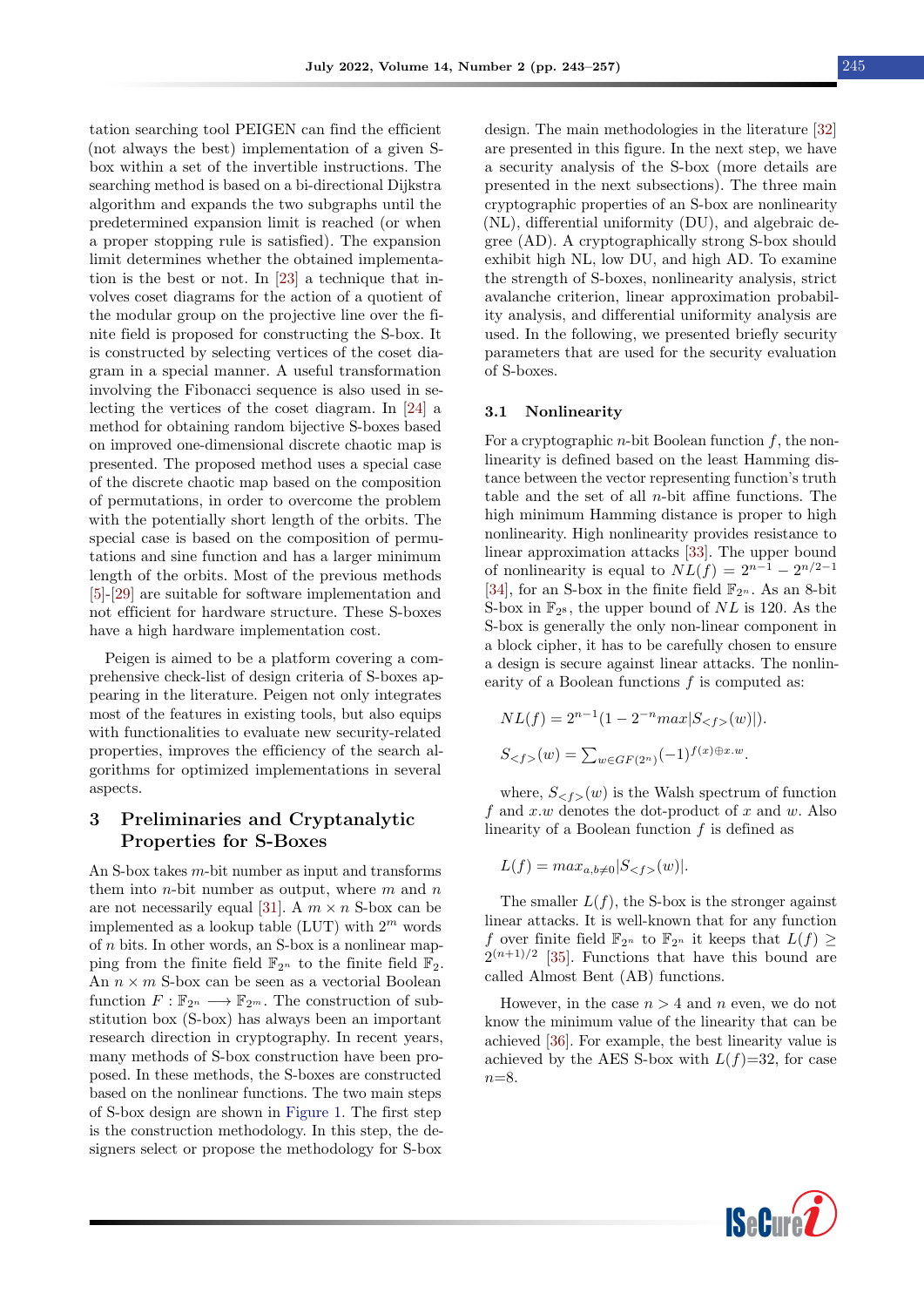tation searching tool PEIGEN can find the efficient (not always the best) implementation of a given S-box within a set of the invertible instructions. The searching method is based on a bi-directional Dijkstra algorithm and expands the two subgraphs until the predetermined expansion limit is reached (or when a proper stopping rule is satisfied). The expansion limit determines whether the obtained implementation is the best or not. In [23] a technique that involves coset diagrams for the action of a quotient of the modular group on the projective line over the finite field is proposed for constructing the S-box. It is constructed by selecting vertices of the coset diagram in a special manner. A useful transformation involving the Fibonacci sequence is also used in selecting the vertices of the coset diagram. In [24] a method for obtaining random bijective S-boxes based on improved one-dimensional discrete chaotic map is presented. The proposed method uses a special case of the discrete chaotic map based on the composition of permutations, in order to overcome the problem with the potentially short length of the orbits. The special case is based on the composition of permutations and sine function and has a larger minimum length of the orbits. Most of the previous methods [5]-[29] are suitable for software implementation and not efficient for hardware structure. These S-boxes have a high hardware implementation cost.

Peigen is aimed to be a platform covering a comprehensive check-list of design criteria of S-boxes appearing in the literature. Peigen not only integrates most of the features in existing tools, but also equips with functionalities to evaluate new security-related properties, improves the efficiency of the search algorithms for optimized implementations in several aspects.

## 3 Preliminaries and Cryptanalytic Properties for S-Boxes

An S-box takes $m$-bit number as input and transforms them into $n$-bit number as output, where $m$ and $n$ are not necessarily equal [31]. A $m \times n$ S-box can be implemented as a lookup table (LUT) with $2^m$ words of $n$ bits. In other words, an S-box is a nonlinear mapping from the finite field $\mathbb{F}_{2^n}$ to the finite field $\mathbb{F}_2$. An $n \times m$ S-box can be seen as a vectorial Boolean function $F : \mathbb{F}_{2^n} \longrightarrow \mathbb{F}_{2^m}$. The construction of substitution box (S-box) has always been an important research direction in cryptography. In recent years, many methods of S-box construction have been proposed. In these methods, the S-boxes are constructed based on the nonlinear functions. The two main steps of S-box design are shown in Figure 1. The first step is the construction methodology. In this step, the designers select or propose the methodology for S-box design. The main methodologies in the literature [32] are presented in this figure. In the next step, we have a security analysis of the S-box (more details are presented in the next subsections). The three main cryptographic properties of an S-box are nonlinearity (NL), differential uniformity (DU), and algebraic degree (AD). A cryptographically strong S-box should exhibit high NL, low DU, and high AD. To examine the strength of S-boxes, nonlinearity analysis, strict avalanche criterion, linear approximation probability analysis, and differential uniformity analysis are used. In the following, we presented briefly security parameters that are used for the security evaluation of S-boxes.

### 3.1 Nonlinearity

For a cryptographic $n$-bit Boolean function $f$, the nonlinearity is defined based on the least Hamming distance between the vector representing function's truth table and the set of all $n$-bit affine functions. The high minimum Hamming distance is proper to high nonlinearity. High nonlinearity provides resistance to linear approximation attacks [33]. The upper bound of nonlinearity is equal to $NL(f) = 2^{n-1} - 2^{n/2-1}$ [34], for an S-box in the finite field $\mathbb{F}_{2^n}$. As an 8-bit S-box in $\mathbb{F}_{2^8}$, the upper bound of $NL$ is 120. As the S-box is generally the only non-linear component in a block cipher, it has to be carefully chosen to ensure a design is secure against linear attacks. The nonlinearity of a Boolean functions $f$ is computed as:

$$NL(f) = 2^{n-1}(1 - 2^{-n} max|S_{<f>}(w)|).$$

$$S_{<f>}(w) = \textstyle\sum_{w \in GF(2^n)} (-1)^{f(x) \oplus x.w}.$$

where, $S_{<f>}(w)$ is the Walsh spectrum of function $f$ and $x.w$ denotes the dot-product of $x$ and $w$. Also linearity of a Boolean function $f$ is defined as

$$L(f) = max_{a,b \neq 0}|S_{<f>}(w)|.$$

The smaller $L(f)$, the S-box is the stronger against linear attacks. It is well-known that for any function $f$ over finite field $\mathbb{F}_{2^n}$ to $\mathbb{F}_{2^n}$ it keeps that $L(f) \geq 2^{(n+1)/2}$ [35]. Functions that have this bound are called Almost Bent (AB) functions.

However, in the case $n > 4$ and $n$ even, we do not know the minimum value of the linearity that can be achieved [36]. For example, the best linearity value is achieved by the AES S-box with $L(f)$=32, for case $n$=8.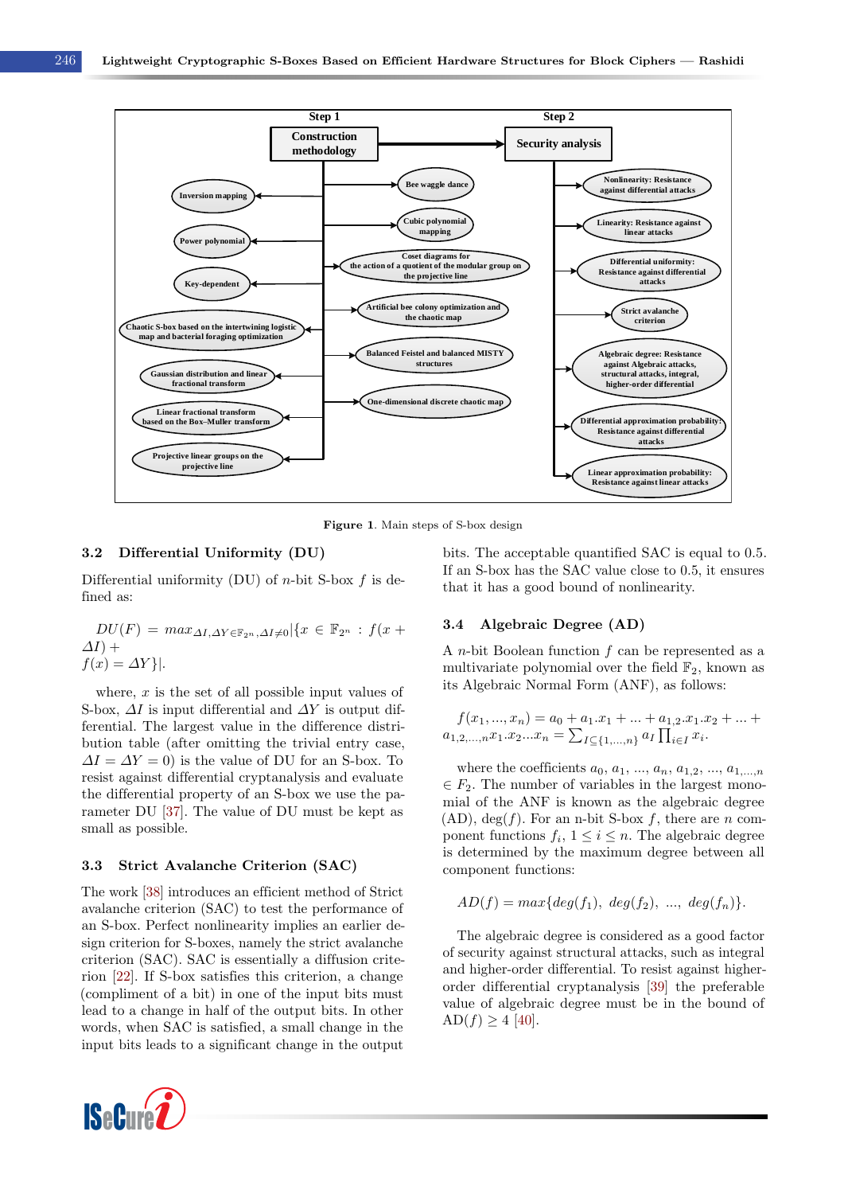Figure 1. Main steps of S-box design

### 3.2 Differential Uniformity (DU)

Differential uniformity (DU) of $n$-bit S-box $f$ is defined as:

$$DU(F) = max_{\Delta I, \Delta Y \in \mathbb{F}_{2^n}, \Delta I \neq 0} |\{x \in \mathbb{F}_{2^n} : f(x + \Delta I) + f(x) = \Delta Y\}|.$$

where, $x$ is the set of all possible input values of S-box, $\Delta I$ is input differential and $\Delta Y$ is output differential. The largest value in the difference distribution table (after omitting the trivial entry case, $\Delta I = \Delta Y = 0$) is the value of DU for an S-box. To resist against differential cryptanalysis and evaluate the differential property of an S-box we use the parameter DU [37]. The value of DU must be kept as small as possible.

### 3.3 Strict Avalanche Criterion (SAC)

The work [38] introduces an efficient method of Strict avalanche criterion (SAC) to test the performance of an S-box. Perfect nonlinearity implies an earlier design criterion for S-boxes, namely the strict avalanche criterion (SAC). SAC is essentially a diffusion criterion [22]. If S-box satisfies this criterion, a change (compliment of a bit) in one of the input bits must lead to a change in half of the output bits. In other words, when SAC is satisfied, a small change in the input bits leads to a significant change in the output bits. The acceptable quantified SAC is equal to 0.5. If an S-box has the SAC value close to 0.5, it ensures that it has a good bound of nonlinearity.

### 3.4 Algebraic Degree (AD)

A $n$-bit Boolean function $f$ can be represented as a multivariate polynomial over the field $\mathbb{F}_2$, known as its Algebraic Normal Form (ANF), as follows:

$$f(x_1, ..., x_n) = a_0 + a_1.x_1 + ... + a_{1,2}.x_1.x_2 + ... + a_{1,2,...,n}x_1.x_2...x_n = \sum_{I \subseteq \{1,...,n\}} a_I \prod_{i \in I} x_i.$$

where the coefficients $a_0$, $a_1$, ..., $a_n$, $a_{1,2}$, ..., $a_{1,...,n}$ $\in F_2$. The number of variables in the largest monomial of the ANF is known as the algebraic degree (AD), deg($f$). For an n-bit S-box $f$, there are $n$ component functions $f_i$, $1 \leq i \leq n$. The algebraic degree is determined by the maximum degree between all component functions:

$$AD(f) = max\{deg(f_1),\ deg(f_2),\ ...,\ deg(f_n)\}.$$

The algebraic degree is considered as a good factor of security against structural attacks, such as integral and higher-order differential. To resist against higher-order differential cryptanalysis [39] the preferable value of algebraic degree must be in the bound of AD($f$) $\geq 4$ [40].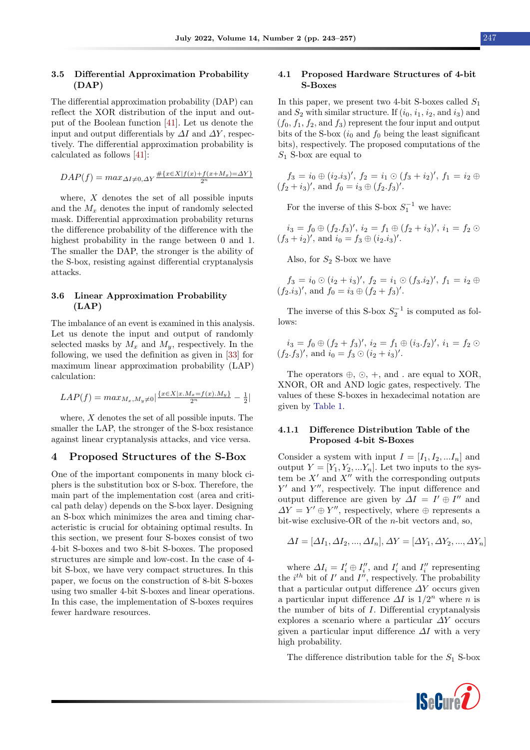### 3.5 Differential Approximation Probability (DAP)

The differential approximation probability (DAP) can reflect the XOR distribution of the input and output of the Boolean function [41]. Let us denote the input and output differentials by $\Delta I$ and $\Delta Y$, respectively. The differential approximation probability is calculated as follows [41]:

$$DAP(f) = max_{\Delta I \neq 0, \Delta Y} \frac{\#\{x \in X | f(x) + f(x + M_x) = \Delta Y\}}{2^n}$$

where, $X$ denotes the set of all possible inputs and the $M_x$ denotes the input of randomly selected mask. Differential approximation probability returns the difference probability of the difference with the highest probability in the range between 0 and 1. The smaller the DAP, the stronger is the ability of the S-box, resisting against differential cryptanalysis attacks.

### 3.6 Linear Approximation Probability (LAP)

The imbalance of an event is examined in this analysis. Let us denote the input and output of randomly selected masks by $M_x$ and $M_y$, respectively. In the following, we used the definition as given in [33] for maximum linear approximation probability (LAP) calculation:

$$LAP(f) = max_{M_x, M_y \neq 0} \left| \frac{\{x \in X | x.M_x = f(x).M_y\}}{2^n} - \frac{1}{2} \right|$$

where, $X$ denotes the set of all possible inputs. The smaller the LAP, the stronger of the S-box resistance against linear cryptanalysis attacks, and vice versa.

## 4 Proposed Structures of the S-Box

One of the important components in many block ciphers is the substitution box or S-box. Therefore, the main part of the implementation cost (area and critical path delay) depends on the S-box layer. Designing an S-box which minimizes the area and timing characteristic is crucial for obtaining optimal results. In this section, we present four S-boxes consist of two 4-bit S-boxes and two 8-bit S-boxes. The proposed structures are simple and low-cost. In the case of 4-bit S-box, we have very compact structures. In this paper, we focus on the construction of 8-bit S-boxes using two smaller 4-bit S-boxes and linear operations. In this case, the implementation of S-boxes requires fewer hardware resources.

### 4.1 Proposed Hardware Structures of 4-bit S-Boxes

In this paper, we present two 4-bit S-boxes called $S_1$ and $S_2$ with similar structure. If ($i_0$, $i_1$, $i_2$, and $i_3$) and ($f_0$, $f_1$, $f_2$, and $f_3$) represent the four input and output bits of the S-box ($i_0$ and $f_0$ being the least significant bits), respectively. The proposed computations of the $S_1$ S-box are equal to

$f_3 = i_0 \oplus (i_2.i_3)'$, $f_2 = i_1 \odot (f_3 + i_2)'$, $f_1 = i_2 \oplus (f_2 + i_3)'$, and $f_0 = i_3 \oplus (f_2.f_3)'$.

For the inverse of this S-box $S_1^{-1}$ we have:

$i_3 = f_0 \oplus (f_2.f_3)'$, $i_2 = f_1 \oplus (f_2 + i_3)'$, $i_1 = f_2 \odot (f_3 + i_2)'$, and $i_0 = f_3 \oplus (i_2.i_3)'$.

Also, for $S_2$ S-box we have

$f_3 = i_0 \odot (i_2 + i_3)'$, $f_2 = i_1 \odot (f_3.i_2)'$, $f_1 = i_2 \oplus (f_2.i_3)'$, and $f_0 = i_3 \oplus (f_2 + f_3)'$.

The inverse of this S-box $S_2^{-1}$ is computed as follows:

$i_3 = f_0 \oplus (f_2 + f_3)'$, $i_2 = f_1 \oplus (i_3.f_2)'$, $i_1 = f_2 \odot (f_2.f_3)'$, and $i_0 = f_3 \odot (i_2 + i_3)'$.

The operators $\oplus$, $\odot$, $+$, and $.$ are equal to XOR, XNOR, OR and AND logic gates, respectively. The values of these S-boxes in hexadecimal notation are given by Table 1.

#### 4.1.1 Difference Distribution Table of the Proposed 4-bit S-Boxes

Consider a system with input $I = [I_1, I_2, ...I_n]$ and output $Y = [Y_1, Y_2, ...Y_n]$. Let two inputs to the system be $X'$ and $X''$ with the corresponding outputs $Y'$ and $Y''$, respectively. The input difference and output difference are given by $\Delta I = I' \oplus I''$ and $\Delta Y = Y' \oplus Y''$, respectively, where $\oplus$ represents a bit-wise exclusive-OR of the $n$-bit vectors and, so,

$$\Delta I = [\Delta I_1, \Delta I_2, ..., \Delta I_n], \Delta Y = [\Delta Y_1, \Delta Y_2, ..., \Delta Y_n]$$

where $\Delta I_i = I'_i \oplus I''_i$, and $I'_i$ and $I''_i$ representing the $i^{th}$ bit of $I'$ and $I''$, respectively. The probability that a particular output difference $\Delta Y$ occurs given a particular input difference $\Delta I$ is $1/2^n$ where $n$ is the number of bits of $I$. Differential cryptanalysis explores a scenario where a particular $\Delta Y$ occurs given a particular input difference $\Delta I$ with a very high probability.

The difference distribution table for the $S_1$ S-box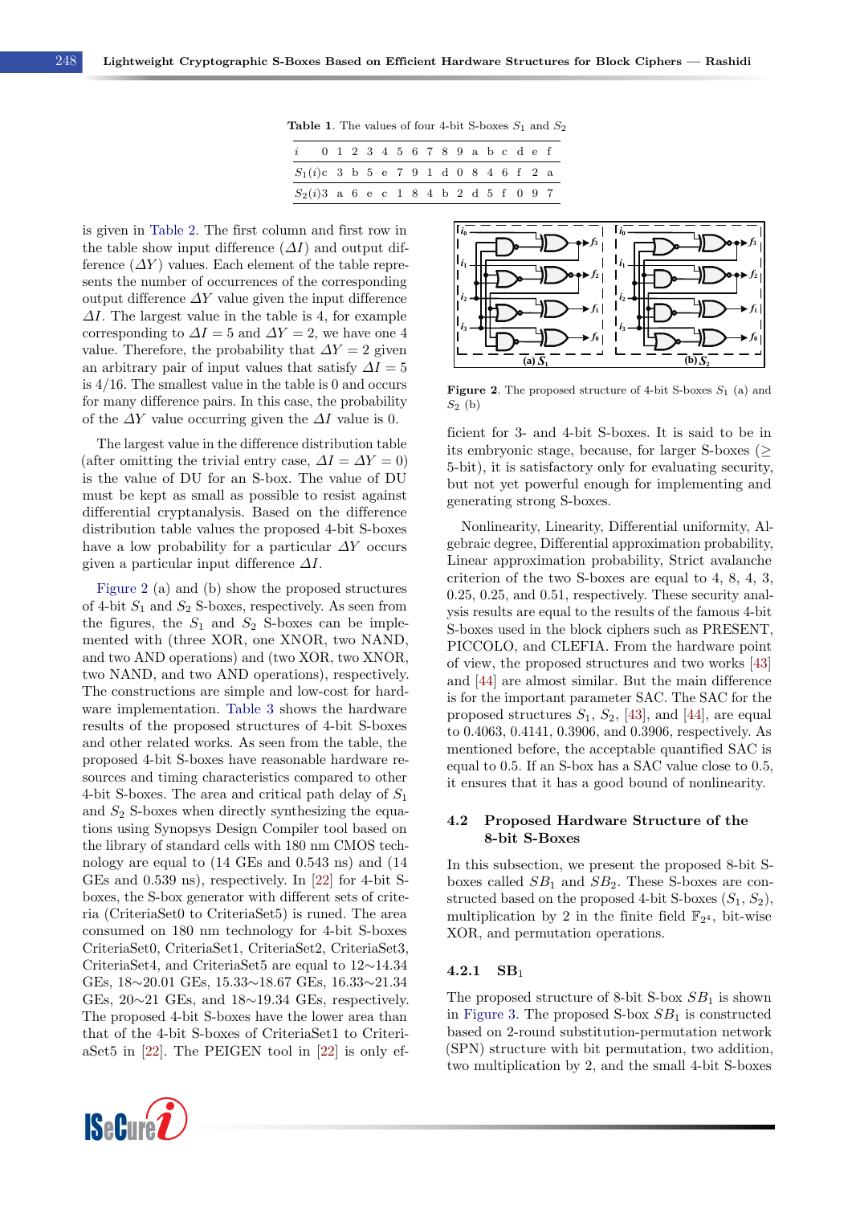Table 1. The values of four 4-bit S-boxes $S_1$ and $S_2$

| $i$ | 0 | 1 | 2 | 3 | 4 | 5 | 6 | 7 | 8 | 9 | a | b | c | d | e | f |
|---|---|---|---|---|---|---|---|---|---|---|---|---|---|---|---|---|
| $S_1(i)$ | c | 3 | b | 5 | e | 7 | 9 | 1 | d | 0 | 8 | 4 | 6 | f | 2 | a |
| $S_2(i)$ | 3 | a | 6 | e | c | 1 | 8 | 4 | b | 2 | d | 5 | f | 0 | 9 | 7 |

is given in Table 2. The first column and first row in the table show input difference ($\Delta I$) and output difference ($\Delta Y$) values. Each element of the table represents the number of occurrences of the corresponding output difference $\Delta Y$ value given the input difference $\Delta I$. The largest value in the table is 4, for example corresponding to $\Delta I = 5$ and $\Delta Y = 2$, we have one 4 value. Therefore, the probability that $\Delta Y = 2$ given an arbitrary pair of input values that satisfy $\Delta I = 5$ is 4/16. The smallest value in the table is 0 and occurs for many difference pairs. In this case, the probability of the $\Delta Y$ value occurring given the $\Delta I$ value is 0.

The largest value in the difference distribution table (after omitting the trivial entry case, $\Delta I = \Delta Y = 0$) is the value of DU for an S-box. The value of DU must be kept as small as possible to resist against differential cryptanalysis. Based on the difference distribution table values the proposed 4-bit S-boxes have a low probability for a particular $\Delta Y$ occurs given a particular input difference $\Delta I$.

Figure 2 (a) and (b) show the proposed structures of 4-bit $S_1$ and $S_2$ S-boxes, respectively. As seen from the figures, the $S_1$ and $S_2$ S-boxes can be implemented with (three XOR, one XNOR, two NAND, and two AND operations) and (two XOR, two XNOR, two NAND, and two AND operations), respectively. The constructions are simple and low-cost for hardware implementation. Table 3 shows the hardware results of the proposed structures of 4-bit S-boxes and other related works. As seen from the table, the proposed 4-bit S-boxes have reasonable hardware resources and timing characteristics compared to other 4-bit S-boxes. The area and critical path delay of $S_1$ and $S_2$ S-boxes when directly synthesizing the equations using Synopsys Design Compiler tool based on the library of standard cells with 180 nm CMOS technology are equal to (14 GEs and 0.543 ns) and (14 GEs and 0.539 ns), respectively. In [22] for 4-bit S-boxes, the S-box generator with different sets of criteria (CriteriaSet0 to CriteriaSet5) is runed. The area consumed on 180 nm technology for 4-bit S-boxes CriteriaSet0, CriteriaSet1, CriteriaSet2, CriteriaSet3, CriteriaSet4, and CriteriaSet5 are equal to 12∼14.34 GEs, 18∼20.01 GEs, 15.33∼18.67 GEs, 16.33∼21.34 GEs, 20∼21 GEs, and 18∼19.34 GEs, respectively. The proposed 4-bit S-boxes have the lower area than that of the 4-bit S-boxes of CriteriaSet1 to CriteriaSet5 in [22]. The PEIGEN tool in [22] is only efficient for 3- and 4-bit S-boxes. It is said to be in its embryonic stage, because, for larger S-boxes (≥ 5-bit), it is satisfactory only for evaluating security, but not yet powerful enough for implementing and generating strong S-boxes.

Figure 2. The proposed structure of 4-bit S-boxes $S_1$ (a) and $S_2$ (b)

Nonlinearity, Linearity, Differential uniformity, Algebraic degree, Differential approximation probability, Linear approximation probability, Strict avalanche criterion of the two S-boxes are equal to 4, 8, 4, 3, 0.25, 0.25, and 0.51, respectively. These security analysis results are equal to the results of the famous 4-bit S-boxes used in the block ciphers such as PRESENT, PICCOLO, and CLEFIA. From the hardware point of view, the proposed structures and two works [43] and [44] are almost similar. But the main difference is for the important parameter SAC. The SAC for the proposed structures $S_1$, $S_2$, [43], and [44], are equal to 0.4063, 0.4141, 0.3906, and 0.3906, respectively. As mentioned before, the acceptable quantified SAC is equal to 0.5. If an S-box has a SAC value close to 0.5, it ensures that it has a good bound of nonlinearity.

### 4.2 Proposed Hardware Structure of the 8-bit S-Boxes

In this subsection, we present the proposed 8-bit S-boxes called $SB_1$ and $SB_2$. These S-boxes are constructed based on the proposed 4-bit S-boxes ($S_1$, $S_2$), multiplication by 2 in the finite field $\mathbb{F}_{2^4}$, bit-wise XOR, and permutation operations.

#### 4.2.1 $SB_1$

The proposed structure of 8-bit S-box $SB_1$ is shown in Figure 3. The proposed S-box $SB_1$ is constructed based on 2-round substitution-permutation network (SPN) structure with bit permutation, two addition, two multiplication by 2, and the small 4-bit S-boxes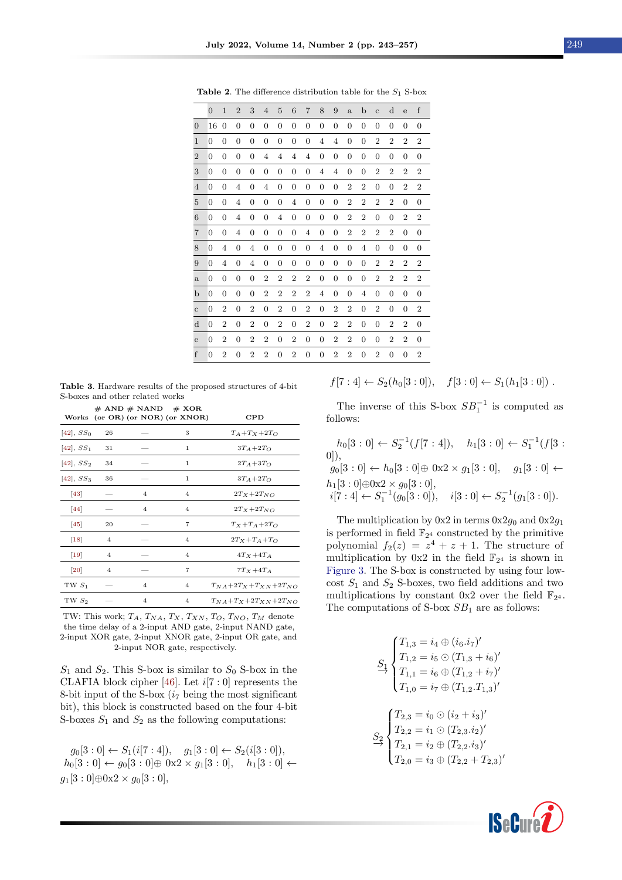**Table 2**. The difference distribution table for the $S_1$ S-box

| | 0 | 1 | 2 | 3 | 4 | 5 | 6 | 7 | 8 | 9 | a | b | c | d | e | f |
|---|---|---|---|---|---|---|---|---|---|---|---|---|---|---|---|---|
| 0 | 16 | 0 | 0 | 0 | 0 | 0 | 0 | 0 | 0 | 0 | 0 | 0 | 0 | 0 | 0 | 0 |
| 1 | 0 | 0 | 0 | 0 | 0 | 0 | 0 | 0 | 4 | 4 | 0 | 0 | 2 | 2 | 2 | 2 |
| 2 | 0 | 0 | 0 | 0 | 4 | 4 | 4 | 4 | 0 | 0 | 0 | 0 | 0 | 0 | 0 | 0 |
| 3 | 0 | 0 | 0 | 0 | 0 | 0 | 0 | 0 | 4 | 4 | 0 | 0 | 2 | 2 | 2 | 2 |
| 4 | 0 | 0 | 4 | 0 | 4 | 0 | 0 | 0 | 0 | 0 | 2 | 2 | 0 | 0 | 2 | 2 |
| 5 | 0 | 0 | 4 | 0 | 0 | 0 | 4 | 0 | 0 | 0 | 2 | 2 | 2 | 2 | 0 | 0 |
| 6 | 0 | 0 | 4 | 0 | 0 | 4 | 0 | 0 | 0 | 0 | 2 | 2 | 0 | 0 | 2 | 2 |
| 7 | 0 | 0 | 4 | 0 | 0 | 0 | 0 | 4 | 0 | 0 | 2 | 2 | 2 | 2 | 0 | 0 |
| 8 | 0 | 4 | 0 | 4 | 0 | 0 | 0 | 0 | 4 | 0 | 0 | 4 | 0 | 0 | 0 | 0 |
| 9 | 0 | 4 | 0 | 4 | 0 | 0 | 0 | 0 | 0 | 0 | 0 | 0 | 2 | 2 | 2 | 2 |
| a | 0 | 0 | 0 | 0 | 2 | 2 | 2 | 2 | 0 | 0 | 0 | 0 | 2 | 2 | 2 | 2 |
| b | 0 | 0 | 0 | 0 | 2 | 2 | 2 | 2 | 4 | 0 | 0 | 4 | 0 | 0 | 0 | 0 |
| c | 0 | 2 | 0 | 2 | 0 | 2 | 0 | 2 | 0 | 2 | 2 | 0 | 2 | 0 | 0 | 2 |
| d | 0 | 2 | 0 | 2 | 0 | 2 | 0 | 2 | 0 | 2 | 2 | 0 | 0 | 2 | 2 | 0 |
| e | 0 | 2 | 0 | 2 | 2 | 0 | 2 | 0 | 0 | 2 | 2 | 0 | 0 | 2 | 2 | 0 |
| f | 0 | 2 | 0 | 2 | 2 | 0 | 2 | 0 | 0 | 2 | 2 | 0 | 2 | 0 | 0 | 2 |

**Table 3**. Hardware results of the proposed structures of 4-bit S-boxes and other related works

| Works | # AND (or OR) | # NAND (or NOR) | # XOR (or XNOR) | CPD |
|---|---|---|---|---|
| [42], $SS_0$ | 26 | — | 3 | $T_A$+$T_X$+2$T_O$ |
| [42], $SS_1$ | 31 | — | 1 | 3$T_A$+2$T_O$ |
| [42], $SS_2$ | 34 | — | 1 | 2$T_A$+3$T_O$ |
| [42], $SS_3$ | 36 | — | 1 | 3$T_A$+2$T_O$ |
| [43] | — | 4 | 4 | 2$T_X$+2$T_{NO}$ |
| [44] | — | 4 | 4 | 2$T_X$+2$T_{NO}$ |
| [45] | 20 | — | 7 | $T_X$+$T_A$+2$T_O$ |
| [18] | 4 | — | 4 | 2$T_X$+$T_A$+$T_O$ |
| [19] | 4 | — | 4 | 4$T_X$+4$T_A$ |
| [20] | 4 | — | 7 | 7$T_X$+4$T_A$ |
| TW $S_1$ | — | 4 | 4 | $T_{NA}$+2$T_X$+$T_{XN}$+2$T_{NO}$ |
| TW $S_2$ | — | 4 | 4 | $T_{NA}$+$T_X$+2$T_{XN}$+2$T_{NO}$ |

TW: This work; $T_A$, $T_{NA}$, $T_X$, $T_{XN}$, $T_O$, $T_{NO}$, $T_M$ denote the time delay of a 2-input AND gate, 2-input NAND gate, 2-input XOR gate, 2-input XNOR gate, 2-input OR gate, and 2-input NOR gate, respectively.

$S_1$ and $S_2$. This S-box is similar to $S_0$ S-box in the CLAFIA block cipher [46]. Let $i[7:0]$ represents the 8-bit input of the S-box ($i_7$ being the most significant bit), this block is constructed based on the four 4-bit S-boxes $S_1$ and $S_2$ as the following computations:

$g_0[3:0] \leftarrow S_1(i[7:4]), \quad g_1[3:0] \leftarrow S_2(i[3:0])$,
$h_0[3:0] \leftarrow g_0[3:0] \oplus 0\text{x}2 \times g_1[3:0], \quad h_1[3:0] \leftarrow g_1[3:0] \oplus 0\text{x}2 \times g_0[3:0]$,
$f[7:4] \leftarrow S_2(h_0[3:0]), \quad f[3:0] \leftarrow S_1(h_1[3:0])$ .

The inverse of this S-box $SB_1^{-1}$ is computed as follows:

$h_0[3:0] \leftarrow S_2^{-1}(f[7:4]), \quad h_1[3:0] \leftarrow S_1^{-1}(f[3:0])$,
$g_0[3:0] \leftarrow h_0[3:0] \oplus 0\text{x}2 \times g_1[3:0], \quad g_1[3:0] \leftarrow h_1[3:0] \oplus 0\text{x}2 \times g_0[3:0]$,
$i[7:4] \leftarrow S_1^{-1}(g_0[3:0]), \quad i[3:0] \leftarrow S_2^{-1}(g_1[3:0])$.

The multiplication by 0x2 in terms 0x2$g_0$ and 0x2$g_1$ is performed in field $\mathbb{F}_{2^4}$ constructed by the primitive polynomial $f_2(z) = z^4 + z + 1$. The structure of multiplication by 0x2 in the field $\mathbb{F}_{2^4}$ is shown in Figure 3. The S-box is constructed by using four low-cost $S_1$ and $S_2$ S-boxes, two field additions and two multiplications by constant 0x2 over the field $\mathbb{F}_{2^4}$. The computations of S-box $SB_1$ are as follows:

$$\underset{\rightarrow}{S_1}\begin{cases} T_{1,3} = i_4 \oplus (i_6.i_7)' \\ T_{1,2} = i_5 \odot (T_{1,3} + i_6)' \\ T_{1,1} = i_6 \oplus (T_{1,2} + i_7)' \\ T_{1,0} = i_7 \oplus (T_{1,2}.T_{1,3})' \end{cases}$$

$$\underset{\rightarrow}{S_2}\begin{cases} T_{2,3} = i_0 \odot (i_2 + i_3)' \\ T_{2,2} = i_1 \odot (T_{2,3}.i_2)' \\ T_{2,1} = i_2 \oplus (T_{2,2}.i_3)' \\ T_{2,0} = i_3 \oplus (T_{2,2} + T_{2,3})' \end{cases}$$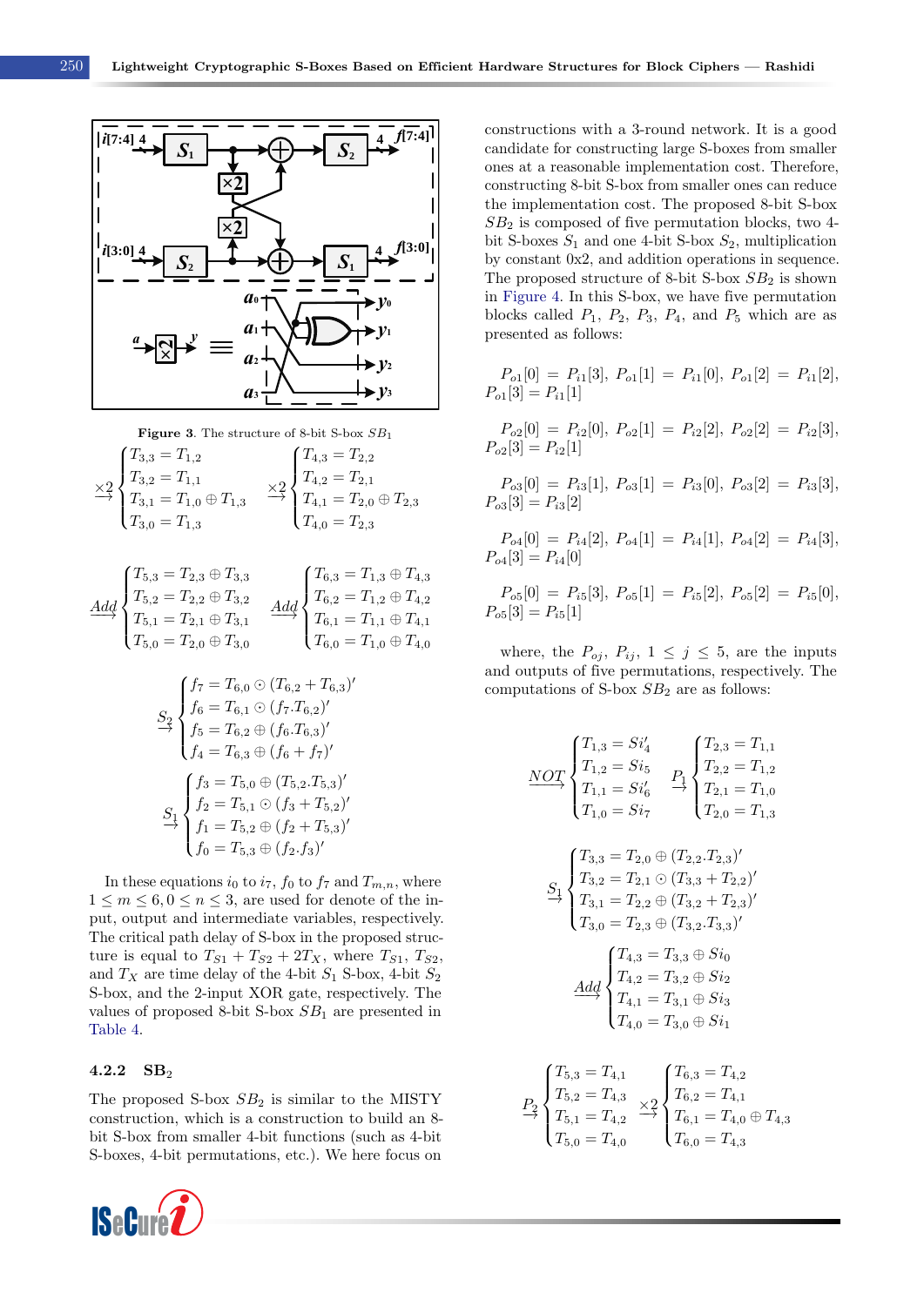**Figure 3**. The structure of 8-bit S-box $SB_1$

$$\xrightarrow{\times 2}\begin{cases} T_{3,3} = T_{1,2} \\ T_{3,2} = T_{1,1} \\ T_{3,1} = T_{1,0} \oplus T_{1,3} \\ T_{3,0} = T_{1,3} \end{cases} \quad \xrightarrow{\times 2}\begin{cases} T_{4,3} = T_{2,2} \\ T_{4,2} = T_{2,1} \\ T_{4,1} = T_{2,0} \oplus T_{2,3} \\ T_{4,0} = T_{2,3} \end{cases}$$

$$\xrightarrow{Add}\begin{cases} T_{5,3} = T_{2,3} \oplus T_{3,3} \\ T_{5,2} = T_{2,2} \oplus T_{3,2} \\ T_{5,1} = T_{2,1} \oplus T_{3,1} \\ T_{5,0} = T_{2,0} \oplus T_{3,0} \end{cases} \quad \xrightarrow{Add}\begin{cases} T_{6,3} = T_{1,3} \oplus T_{4,3} \\ T_{6,2} = T_{1,2} \oplus T_{4,2} \\ T_{6,1} = T_{1,1} \oplus T_{4,1} \\ T_{6,0} = T_{1,0} \oplus T_{4,0} \end{cases}$$

$$\xrightarrow{S_2}\begin{cases} f_7 = T_{6,0} \odot (T_{6,2} + T_{6,3})' \\ f_6 = T_{6,1} \odot (f_7.T_{6,2})' \\ f_5 = T_{6,2} \oplus (f_6.T_{6,3})' \\ f_4 = T_{6,3} \oplus (f_6 + f_7)' \end{cases}$$

$$\xrightarrow{S_1}\begin{cases} f_3 = T_{5,0} \oplus (T_{5,2}.T_{5,3})' \\ f_2 = T_{5,1} \odot (f_3 + T_{5,2})' \\ f_1 = T_{5,2} \oplus (f_2 + T_{5,3})' \\ f_0 = T_{5,3} \oplus (f_2.f_3)' \end{cases}$$

In these equations $i_0$ to $i_7$, $f_0$ to $f_7$ and $T_{m,n}$, where $1 \leq m \leq 6, 0 \leq n \leq 3$, are used for denote of the input, output and intermediate variables, respectively. The critical path delay of S-box in the proposed structure is equal to $T_{S1} + T_{S2} + 2T_X$, where $T_{S1}$, $T_{S2}$, and $T_X$ are time delay of the 4-bit $S_1$ S-box, 4-bit $S_2$ S-box, and the 2-input XOR gate, respectively. The values of proposed 8-bit S-box $SB_1$ are presented in Table 4.

### 4.2.2 SB$_2$

The proposed S-box $SB_2$ is similar to the MISTY construction, which is a construction to build an 8-bit S-box from smaller 4-bit functions (such as 4-bit S-boxes, 4-bit permutations, etc.). We here focus on constructions with a 3-round network. It is a good candidate for constructing large S-boxes from smaller ones at a reasonable implementation cost. Therefore, constructing 8-bit S-box from smaller ones can reduce the implementation cost. The proposed 8-bit S-box $SB_2$ is composed of five permutation blocks, two 4-bit S-boxes $S_1$ and one 4-bit S-box $S_2$, multiplication by constant 0x2, and addition operations in sequence. The proposed structure of 8-bit S-box $SB_2$ is shown in Figure 4. In this S-box, we have five permutation blocks called $P_1$, $P_2$, $P_3$, $P_4$, and $P_5$ which are as presented as follows:

$P_{o1}[0] = P_{i1}[3]$, $P_{o1}[1] = P_{i1}[0]$, $P_{o1}[2] = P_{i1}[2]$, $P_{o1}[3] = P_{i1}[1]$

$P_{o2}[0] = P_{i2}[0]$, $P_{o2}[1] = P_{i2}[2]$, $P_{o2}[2] = P_{i2}[3]$, $P_{o2}[3] = P_{i2}[1]$

$P_{o3}[0] = P_{i3}[1]$, $P_{o3}[1] = P_{i3}[0]$, $P_{o3}[2] = P_{i3}[3]$, $P_{o3}[3] = P_{i3}[2]$

$P_{o4}[0] = P_{i4}[2]$, $P_{o4}[1] = P_{i4}[1]$, $P_{o4}[2] = P_{i4}[3]$, $P_{o4}[3] = P_{i4}[0]$

$P_{o5}[0] = P_{i5}[3]$, $P_{o5}[1] = P_{i5}[2]$, $P_{o5}[2] = P_{i5}[0]$, $P_{o5}[3] = P_{i5}[1]$

where, the $P_{oj}$, $P_{ij}$, $1 \leq j \leq 5$, are the inputs and outputs of five permutations, respectively. The computations of S-box $SB_2$ are as follows:

$$\xrightarrow{NOT}\begin{cases} T_{1,3} = Si_4' \\ T_{1,2} = Si_5 \\ T_{1,1} = Si_6' \\ T_{1,0} = Si_7 \end{cases} \quad \xrightarrow{P_1}\begin{cases} T_{2,3} = T_{1,1} \\ T_{2,2} = T_{1,2} \\ T_{2,1} = T_{1,0} \\ T_{2,0} = T_{1,3} \end{cases}$$

$$\xrightarrow{S_1}\begin{cases} T_{3,3} = T_{2,0} \oplus (T_{2,2}.T_{2,3})' \\ T_{3,2} = T_{2,1} \odot (T_{3,3} + T_{2,2})' \\ T_{3,1} = T_{2,2} \oplus (T_{3,2} + T_{2,3})' \\ T_{3,0} = T_{2,3} \oplus (T_{3,2}.T_{3,3})' \end{cases}$$

$$\xrightarrow{Add}\begin{cases} T_{4,3} = T_{3,3} \oplus Si_0 \\ T_{4,2} = T_{3,2} \oplus Si_2 \\ T_{4,1} = T_{3,1} \oplus Si_3 \\ T_{4,0} = T_{3,0} \oplus Si_1 \end{cases}$$

$$\xrightarrow{P_2}\begin{cases} T_{5,3} = T_{4,1} \\ T_{5,2} = T_{4,3} \\ T_{5,1} = T_{4,2} \\ T_{5,0} = T_{4,0} \end{cases} \quad \xrightarrow{\times 2}\begin{cases} T_{6,3} = T_{4,2} \\ T_{6,2} = T_{4,1} \\ T_{6,1} = T_{4,0} \oplus T_{4,3} \\ T_{6,0} = T_{4,3} \end{cases}$$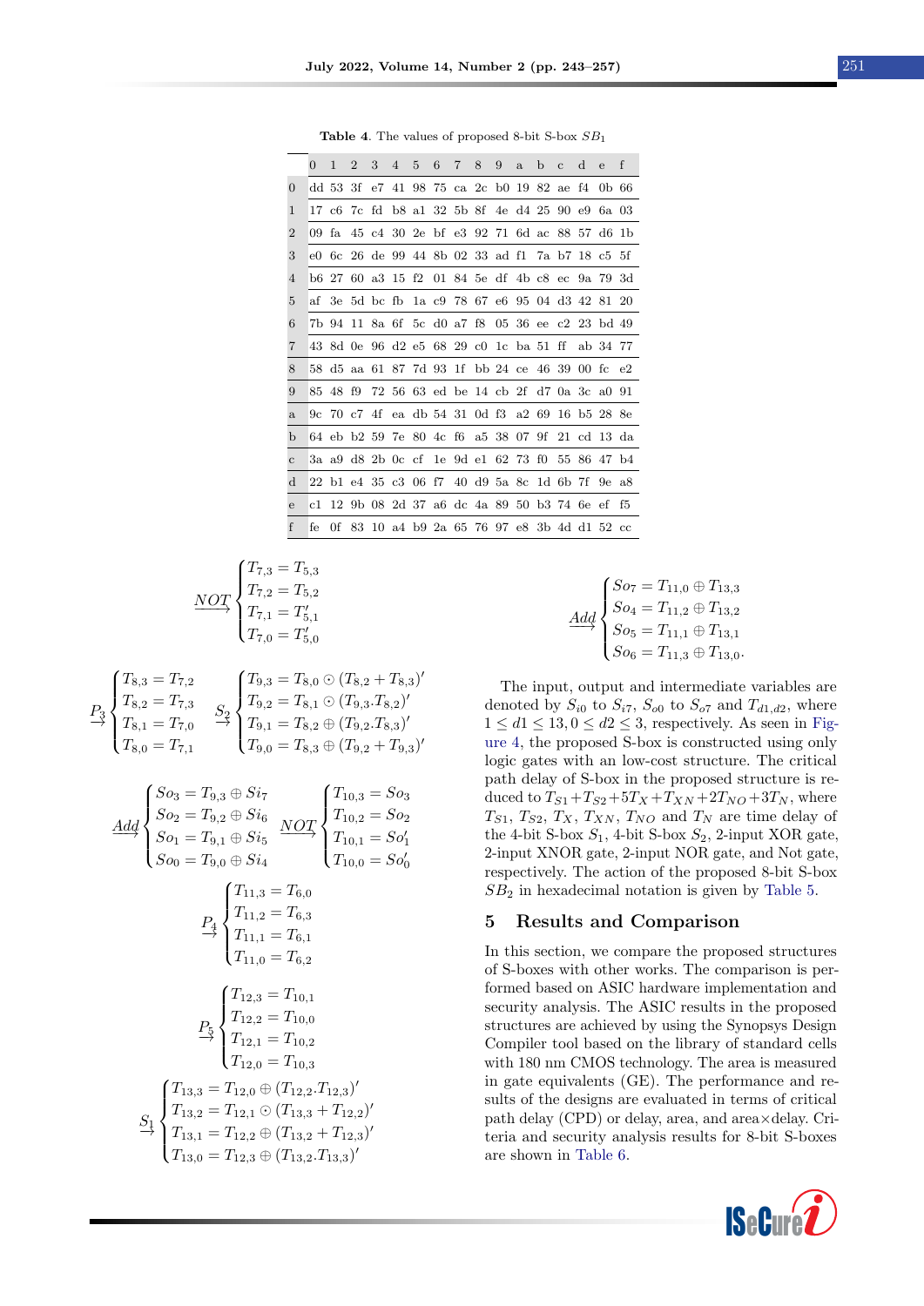**Table 4**. The values of proposed 8-bit S-box $SB_1$

| | 0 | 1 | 2 | 3 | 4 | 5 | 6 | 7 | 8 | 9 | a | b | c | d | e | f |
|---|---|---|---|---|---|---|---|---|---|---|---|---|---|---|---|---|
| 0 | dd | 53 | 3f | e7 | 41 | 98 | 75 | ca | 2c | b0 | 19 | 82 | ae | f4 | 0b | 66 |
| 1 | 17 | c6 | 7c | fd | b8 | a1 | 32 | 5b | 8f | 4e | d4 | 25 | 90 | e9 | 6a | 03 |
| 2 | 09 | fa | 45 | c4 | 30 | 2e | bf | e3 | 92 | 71 | 6d | ac | 88 | 57 | d6 | 1b |
| 3 | e0 | 6c | 26 | de | 99 | 44 | 8b | 02 | 33 | ad | f1 | 7a | b7 | 18 | c5 | 5f |
| 4 | b6 | 27 | 60 | a3 | 15 | f2 | 01 | 84 | 5e | df | 4b | c8 | ec | 9a | 79 | 3d |
| 5 | af | 3e | 5d | bc | fb | 1a | c9 | 78 | 67 | e6 | 95 | 04 | d3 | 42 | 81 | 20 |
| 6 | 7b | 94 | 11 | 8a | 6f | 5c | d0 | a7 | f8 | 05 | 36 | ee | c2 | 23 | bd | 49 |
| 7 | 43 | 8d | 0e | 96 | d2 | e5 | 68 | 29 | c0 | 1c | ba | 51 | ff | ab | 34 | 77 |
| 8 | 58 | d5 | aa | 61 | 87 | 7d | 93 | 1f | bb | 24 | ce | 46 | 39 | 00 | fc | e2 |
| 9 | 85 | 48 | f9 | 72 | 56 | 63 | ed | be | 14 | cb | 2f | d7 | 0a | 3c | a0 | 91 |
| a | 9c | 70 | c7 | 4f | ea | db | 54 | 31 | 0d | f3 | a2 | 69 | 16 | b5 | 28 | 8e |
| b | 64 | eb | b2 | 59 | 7e | 80 | 4c | f6 | a5 | 38 | 07 | 9f | 21 | cd | 13 | da |
| c | 3a | a9 | d8 | 2b | 0c | cf | 1e | 9d | e1 | 62 | 73 | f0 | 55 | 86 | 47 | b4 |
| d | 22 | b1 | e4 | 35 | c3 | 06 | f7 | 40 | d9 | 5a | 8c | 1d | 6b | 7f | 9e | a8 |
| e | c1 | 12 | 9b | 08 | 2d | 37 | a6 | dc | 4a | 89 | 50 | b3 | 74 | 6e | ef | f5 |
| f | fe | 0f | 83 | 10 | a4 | b9 | 2a | 65 | 76 | 97 | e8 | 3b | 4d | d1 | 52 | cc |

$$\xrightarrow{NOT}\begin{cases} T_{7,3} = T_{5,3} \\ T_{7,2} = T_{5,2} \\ T_{7,1} = T'_{5,1} \\ T_{7,0} = T'_{5,0} \end{cases}$$

$$\xrightarrow{P_3}\begin{cases} T_{8,3} = T_{7,2} \\ T_{8,2} = T_{7,3} \\ T_{8,1} = T_{7,0} \\ T_{8,0} = T_{7,1} \end{cases} \quad \xrightarrow{S_2}\begin{cases} T_{9,3} = T_{8,0} \odot (T_{8,2} + T_{8,3})' \\ T_{9,2} = T_{8,1} \odot (T_{9,3}.T_{8,2})' \\ T_{9,1} = T_{8,2} \oplus (T_{9,2}.T_{8,3})' \\ T_{9,0} = T_{8,3} \oplus (T_{9,2} + T_{9,3})' \end{cases}$$

$$\xrightarrow{Add}\begin{cases} So_3 = T_{9,3} \oplus Si_7 \\ So_2 = T_{9,2} \oplus Si_6 \\ So_1 = T_{9,1} \oplus Si_5 \\ So_0 = T_{9,0} \oplus Si_4 \end{cases} \quad \xrightarrow{NOT}\begin{cases} T_{10,3} = So_3 \\ T_{10,2} = So_2 \\ T_{10,1} = So'_1 \\ T_{10,0} = So'_0 \end{cases}$$

$$\xrightarrow{P_4}\begin{cases} T_{11,3} = T_{6,0} \\ T_{11,2} = T_{6,3} \\ T_{11,1} = T_{6,1} \\ T_{11,0} = T_{6,2} \end{cases}$$

$$\xrightarrow{P_5}\begin{cases} T_{12,3} = T_{10,1} \\ T_{12,2} = T_{10,0} \\ T_{12,1} = T_{10,2} \\ T_{12,0} = T_{10,3} \end{cases}$$

$$\xrightarrow{S_1}\begin{cases} T_{13,3} = T_{12,0} \oplus (T_{12,2}.T_{12,3})' \\ T_{13,2} = T_{12,1} \odot (T_{13,3} + T_{12,2})' \\ T_{13,1} = T_{12,2} \oplus (T_{13,2} + T_{12,3})' \\ T_{13,0} = T_{12,3} \oplus (T_{13,2}.T_{13,3})' \end{cases}$$

$$\xrightarrow{Add}\begin{cases} So_7 = T_{11,0} \oplus T_{13,3} \\ So_4 = T_{11,2} \oplus T_{13,2} \\ So_5 = T_{11,1} \oplus T_{13,1} \\ So_6 = T_{11,3} \oplus T_{13,0}. \end{cases}$$

The input, output and intermediate variables are denoted by $S_{i0}$ to $S_{i7}$, $S_{o0}$ to $S_{o7}$ and $T_{d1,d2}$, where $1 \leq d1 \leq 13, 0 \leq d2 \leq 3$, respectively. As seen in Figure 4, the proposed S-box is constructed using only logic gates with an low-cost structure. The critical path delay of S-box in the proposed structure is reduced to $T_{S1}+T_{S2}+5T_X+T_{XN}+2T_{NO}+3T_N$, where $T_{S1}$, $T_{S2}$, $T_X$, $T_{XN}$, $T_{NO}$ and $T_N$ are time delay of the 4-bit S-box $S_1$, 4-bit S-box $S_2$, 2-input XOR gate, 2-input XNOR gate, 2-input NOR gate, and Not gate, respectively. The action of the proposed 8-bit S-box $SB_2$ in hexadecimal notation is given by Table 5.

## 5 Results and Comparison

In this section, we compare the proposed structures of S-boxes with other works. The comparison is performed based on ASIC hardware implementation and security analysis. The ASIC results in the proposed structures are achieved by using the Synopsys Design Compiler tool based on the library of standard cells with 180 nm CMOS technology. The area is measured in gate equivalents (GE). The performance and results of the designs are evaluated in terms of critical path delay (CPD) or delay, area, and area×delay. Criteria and security analysis results for 8-bit S-boxes are shown in Table 6.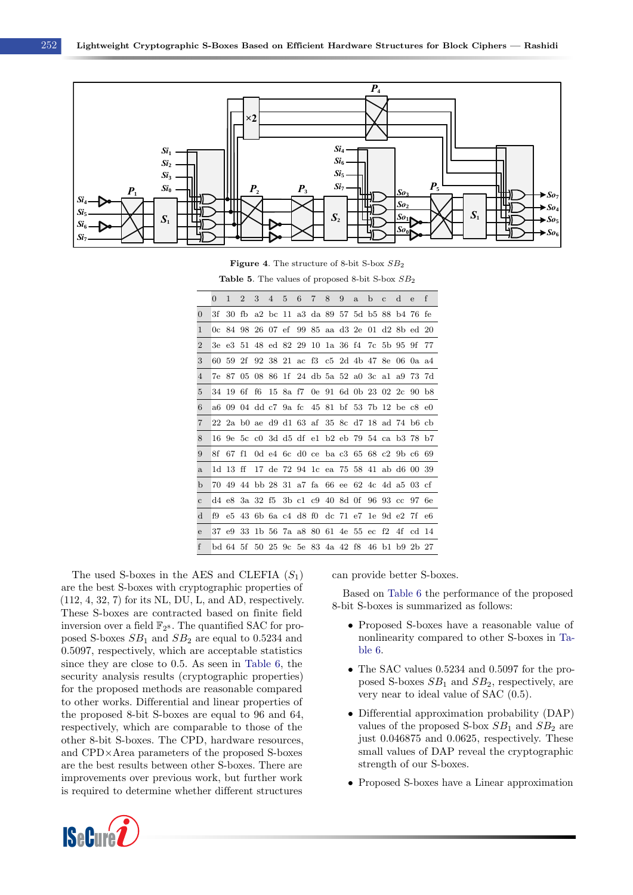Figure 4. The structure of 8-bit S-box $SB_2$

Table 5. The values of proposed 8-bit S-box $SB_2$

| | 0 | 1 | 2 | 3 | 4 | 5 | 6 | 7 | 8 | 9 | a | b | c | d | e | f |
|---|---|---|---|---|---|---|---|---|---|---|---|---|---|---|---|---|
| 0 | 3f | 30 | fb | a2 | bc | 11 | a3 | da | 89 | 57 | 5d | b5 | 88 | b4 | 76 | fe |
| 1 | 0c | 84 | 98 | 26 | 07 | ef | 99 | 85 | aa | d3 | 2e | 01 | d2 | 8b | ed | 20 |
| 2 | 3e | e3 | 51 | 48 | ed | 82 | 29 | 10 | 1a | 36 | f4 | 7c | 5b | 95 | 9f | 77 |
| 3 | 60 | 59 | 2f | 92 | 38 | 21 | ac | f3 | c5 | 2d | 4b | 47 | 8e | 06 | 0a | a4 |
| 4 | 7e | 87 | 05 | 08 | 86 | 1f | 24 | db | 5a | 52 | a0 | 3c | a1 | a9 | 73 | 7d |
| 5 | 34 | 19 | 6f | f6 | 15 | 8a | f7 | 0e | 91 | 6d | 0b | 23 | 02 | 2c | 90 | b8 |
| 6 | a6 | 09 | 04 | dd | c7 | 9a | fc | 45 | 81 | bf | 53 | 7b | 12 | be | c8 | e0 |
| 7 | 22 | 2a | b0 | ae | d9 | d1 | 63 | af | 35 | 8c | d7 | 18 | ad | 74 | b6 | cb |
| 8 | 16 | 9e | 5c | c0 | 3d | d5 | df | e1 | b2 | eb | 79 | 54 | ca | b3 | 78 | b7 |
| 9 | 8f | 67 | f1 | 0d | e4 | 6c | d0 | ce | ba | c3 | 65 | 68 | c2 | 9b | c6 | 69 |
| a | 1d | 13 | ff | 17 | de | 72 | 94 | 1c | ea | 75 | 58 | 41 | ab | d6 | 00 | 39 |
| b | 70 | 49 | 44 | bb | 28 | 31 | a7 | fa | 66 | ee | 62 | 4c | 4d | a5 | 03 | cf |
| c | d4 | e8 | 3a | 32 | f5 | 3b | c1 | c9 | 40 | 8d | 0f | 96 | 93 | cc | 97 | 6e |
| d | f9 | e5 | 43 | 6b | 6a | c4 | d8 | f0 | dc | 71 | e7 | 1e | 9d | e2 | 7f | e6 |
| e | 37 | e9 | 33 | 1b | 56 | 7a | a8 | 80 | 61 | 4e | 55 | ec | f2 | 4f | cd | 14 |
| f | bd | 64 | 5f | 50 | 25 | 9c | 5e | 83 | 4a | 42 | f8 | 46 | b1 | b9 | 2b | 27 |

The used S-boxes in the AES and CLEFIA ($S_1$) are the best S-boxes with cryptographic properties of (112, 4, 32, 7) for its NL, DU, L, and AD, respectively. These S-boxes are contracted based on finite field inversion over a field $\mathbb{F}_{2^8}$. The quantified SAC for proposed S-boxes $SB_1$ and $SB_2$ are equal to 0.5234 and 0.5097, respectively, which are acceptable statistics since they are close to 0.5. As seen in Table 6, the security analysis results (cryptographic properties) for the proposed methods are reasonable compared to other works. Differential and linear properties of the proposed 8-bit S-boxes are equal to 96 and 64, respectively, which are comparable to those of the other 8-bit S-boxes. The CPD, hardware resources, and CPD×Area parameters of the proposed S-boxes are the best results between other S-boxes. There are improvements over previous work, but further work is required to determine whether different structures can provide better S-boxes.

Based on Table 6 the performance of the proposed 8-bit S-boxes is summarized as follows:

- Proposed S-boxes have a reasonable value of nonlinearity compared to other S-boxes in Table 6.
- The SAC values 0.5234 and 0.5097 for the proposed S-boxes $SB_1$ and $SB_2$, respectively, are very near to ideal value of SAC (0.5).
- Differential approximation probability (DAP) values of the proposed S-box $SB_1$ and $SB_2$ are just 0.046875 and 0.0625, respectively. These small values of DAP reveal the cryptographic strength of our S-boxes.
- Proposed S-boxes have a Linear approximation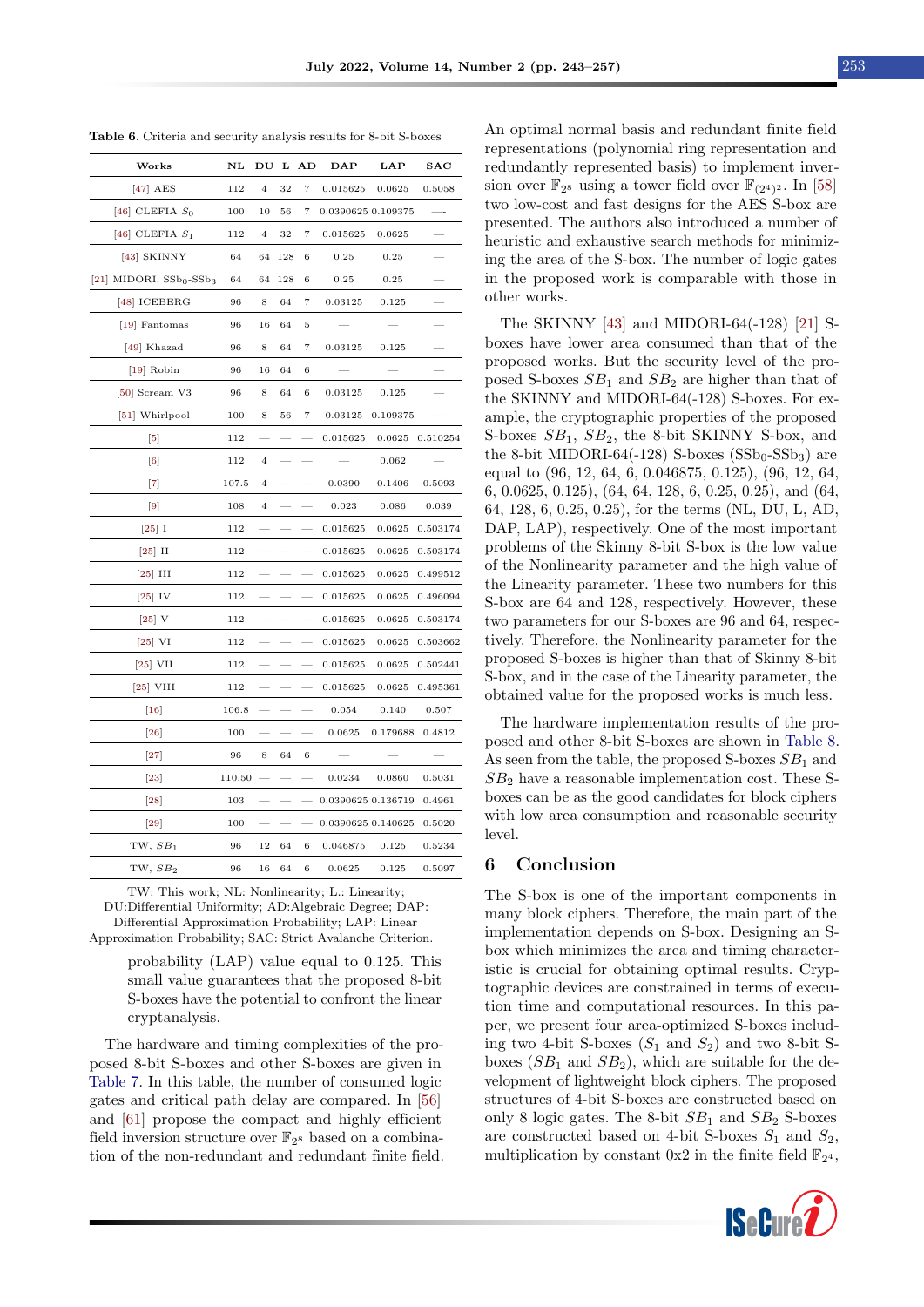**Table 6**. Criteria and security analysis results for 8-bit S-boxes

| Works | NL | DU | L | AD | DAP | LAP | SAC |
|---|---|---|---|---|---|---|---|
| [47] AES | 112 | 4 | 32 | 7 | 0.015625 | 0.0625 | 0.5058 |
| [46] CLEFIA $S_0$ | 100 | 10 | 56 | 7 | 0.0390625 | 0.109375 | — |
| [46] CLEFIA $S_1$ | 112 | 4 | 32 | 7 | 0.015625 | 0.0625 | — |
| [43] SKINNY | 64 | 64 | 128 | 6 | 0.25 | 0.25 | — |
| [21] MIDORI, $SSb_0$-$SSb_3$ | 64 | 64 | 128 | 6 | 0.25 | 0.25 | — |
| [48] ICEBERG | 96 | 8 | 64 | 7 | 0.03125 | 0.125 | — |
| [19] Fantomas | 96 | 16 | 64 | 5 | — | — | — |
| [49] Khazad | 96 | 8 | 64 | 7 | 0.03125 | 0.125 | — |
| [19] Robin | 96 | 16 | 64 | 6 | — | — | — |
| [50] Scream V3 | 96 | 8 | 64 | 6 | 0.03125 | 0.125 | — |
| [51] Whirlpool | 100 | 8 | 56 | 7 | 0.03125 | 0.109375 | — |
| [5] | 112 | — | — | — | 0.015625 | 0.0625 | 0.510254 |
| [6] | 112 | 4 | — | — | — | 0.062 | — |
| [7] | 107.5 | 4 | — | — | 0.0390 | 0.1406 | 0.5093 |
| [9] | 108 | 4 | — | — | 0.023 | 0.086 | 0.039 |
| [25] I | 112 | — | — | — | 0.015625 | 0.0625 | 0.503174 |
| [25] II | 112 | — | — | — | 0.015625 | 0.0625 | 0.503174 |
| [25] III | 112 | — | — | — | 0.015625 | 0.0625 | 0.499512 |
| [25] IV | 112 | — | — | — | 0.015625 | 0.0625 | 0.496094 |
| [25] V | 112 | — | — | — | 0.015625 | 0.0625 | 0.503174 |
| [25] VI | 112 | — | — | — | 0.015625 | 0.0625 | 0.503662 |
| [25] VII | 112 | — | — | — | 0.015625 | 0.0625 | 0.502441 |
| [25] VIII | 112 | — | — | — | 0.015625 | 0.0625 | 0.495361 |
| [16] | 106.8 | — | — | — | 0.054 | 0.140 | 0.507 |
| [26] | 100 | — | — | — | 0.0625 | 0.179688 | 0.4812 |
| [27] | 96 | 8 | 64 | 6 | — | — | — |
| [23] | 110.50 | — | — | — | 0.0234 | 0.0860 | 0.5031 |
| [28] | 103 | — | — | — | 0.0390625 | 0.136719 | 0.4961 |
| [29] | 100 | — | — | — | 0.0390625 | 0.140625 | 0.5020 |
| TW, $SB_1$ | 96 | 12 | 64 | 6 | 0.046875 | 0.125 | 0.5234 |
| TW, $SB_2$ | 96 | 16 | 64 | 6 | 0.0625 | 0.125 | 0.5097 |

TW: This work; NL: Nonlinearity; L.: Linearity; DU:Differential Uniformity; AD:Algebraic Degree; DAP: Differential Approximation Probability; LAP: Linear Approximation Probability; SAC: Strict Avalanche Criterion.

probability (LAP) value equal to 0.125. This small value guarantees that the proposed 8-bit S-boxes have the potential to confront the linear cryptanalysis.

The hardware and timing complexities of the proposed 8-bit S-boxes and other S-boxes are given in Table 7. In this table, the number of consumed logic gates and critical path delay are compared. In [56] and [61] propose the compact and highly efficient field inversion structure over $\mathbb{F}_{2^8}$ based on a combination of the non-redundant and redundant finite field. An optimal normal basis and redundant finite field representations (polynomial ring representation and redundantly represented basis) to implement inversion over $\mathbb{F}_{2^8}$ using a tower field over $\mathbb{F}_{(2^4)^2}$. In [58] two low-cost and fast designs for the AES S-box are presented. The authors also introduced a number of heuristic and exhaustive search methods for minimizing the area of the S-box. The number of logic gates in the proposed work is comparable with those in other works.

The SKINNY [43] and MIDORI-64(-128) [21] S-boxes have lower area consumed than that of the proposed works. But the security level of the proposed S-boxes $SB_1$ and $SB_2$ are higher than that of the SKINNY and MIDORI-64(-128) S-boxes. For example, the cryptographic properties of the proposed S-boxes $SB_1$, $SB_2$, the 8-bit SKINNY S-box, and the 8-bit MIDORI-64(-128) S-boxes ($SSb_0$-$SSb_3$) are equal to (96, 12, 64, 6, 0.046875, 0.125), (96, 12, 64, 6, 0.0625, 0.125), (64, 64, 128, 6, 0.25, 0.25), and (64, 64, 128, 6, 0.25, 0.25), for the terms (NL, DU, L, AD, DAP, LAP), respectively. One of the most important problems of the Skinny 8-bit S-box is the low value of the Nonlinearity parameter and the high value of the Linearity parameter. These two numbers for this S-box are 64 and 128, respectively. However, these two parameters for our S-boxes are 96 and 64, respectively. Therefore, the Nonlinearity parameter for the proposed S-boxes is higher than that of Skinny 8-bit S-box, and in the case of the Linearity parameter, the obtained value for the proposed works is much less.

The hardware implementation results of the proposed and other 8-bit S-boxes are shown in Table 8. As seen from the table, the proposed S-boxes $SB_1$ and $SB_2$ have a reasonable implementation cost. These S-boxes can be as the good candidates for block ciphers with low area consumption and reasonable security level.

## 6 Conclusion

The S-box is one of the important components in many block ciphers. Therefore, the main part of the implementation depends on S-box. Designing an S-box which minimizes the area and timing characteristic is crucial for obtaining optimal results. Cryptographic devices are constrained in terms of execution time and computational resources. In this paper, we present four area-optimized S-boxes including two 4-bit S-boxes ($S_1$ and $S_2$) and two 8-bit S-boxes ($SB_1$ and $SB_2$), which are suitable for the development of lightweight block ciphers. The proposed structures of 4-bit S-boxes are constructed based on only 8 logic gates. The 8-bit $SB_1$ and $SB_2$ S-boxes are constructed based on 4-bit S-boxes $S_1$ and $S_2$, multiplication by constant 0x2 in the finite field $\mathbb{F}_{2^4}$,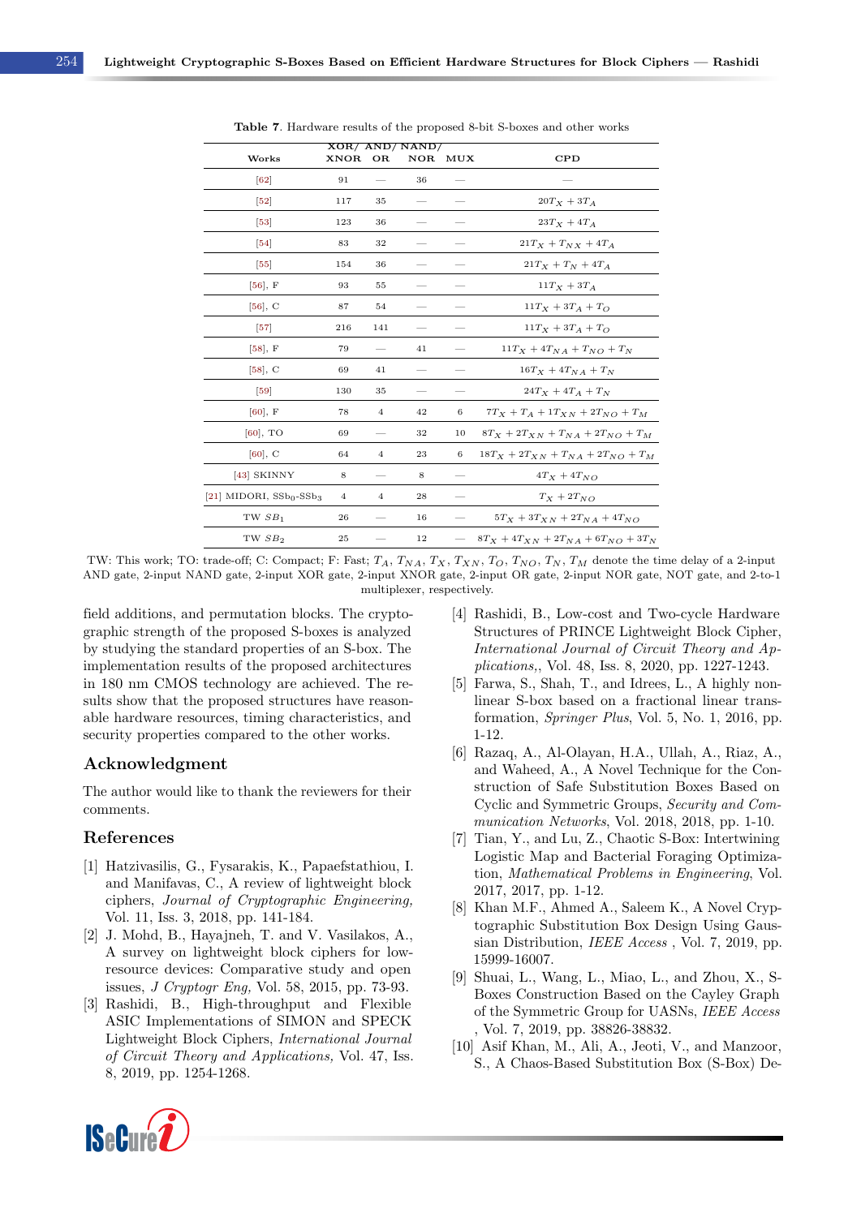**Table 7**. Hardware results of the proposed 8-bit S-boxes and other works

| Works | XOR/ XNOR | AND/ OR | NAND/ NOR | MUX | CPD |
|---|---|---|---|---|---|
| [62] | 91 | — | 36 | — | — |
| [52] | 117 | 35 | — | — | $20T_X + 3T_A$ |
| [53] | 123 | 36 | — | — | $23T_X + 4T_A$ |
| [54] | 83 | 32 | — | — | $21T_X + T_{NX} + 4T_A$ |
| [55] | 154 | 36 | — | — | $21T_X + T_N + 4T_A$ |
| [56], F | 93 | 55 | — | — | $11T_X + 3T_A$ |
| [56], C | 87 | 54 | — | — | $11T_X + 3T_A + T_O$ |
| [57] | 216 | 141 | — | — | $11T_X + 3T_A + T_O$ |
| [58], F | 79 | — | 41 | — | $11T_X + 4T_{NA} + T_{NO} + T_N$ |
| [58], C | 69 | 41 | — | — | $16T_X + 4T_{NA} + T_N$ |
| [59] | 130 | 35 | — | — | $24T_X + 4T_A + T_N$ |
| [60], F | 78 | 4 | 42 | 6 | $7T_X + T_A + 1T_{XN} + 2T_{NO} + T_M$ |
| [60], TO | 69 | — | 32 | 10 | $8T_X + 2T_{XN} + T_{NA} + 2T_{NO} + T_M$ |
| [60], C | 64 | 4 | 23 | 6 | $18T_X + 2T_{XN} + T_{NA} + 2T_{NO} + T_M$ |
| [43] SKINNY | 8 | — | 8 | — | $4T_X + 4T_{NO}$ |
| [21] MIDORI, $SSb_0$-$SSb_3$ | 4 | 4 | 28 | — | $T_X + 2T_{NO}$ |
| TW $SB_1$ | 26 | — | 16 | — | $5T_X + 3T_{XN} + 2T_{NA} + 4T_{NO}$ |
| TW $SB_2$ | 25 | — | 12 | — | $8T_X + 4T_{XN} + 2T_{NA} + 6T_{NO} + 3T_N$ |

TW: This work; TO: trade-off; C: Compact; F: Fast; $T_A$, $T_{NA}$, $T_X$, $T_{XN}$, $T_O$, $T_{NO}$, $T_N$, $T_M$ denote the time delay of a 2-input AND gate, 2-input NAND gate, 2-input XOR gate, 2-input XNOR gate, 2-input OR gate, 2-input NOR gate, NOT gate, and 2-to-1 multiplexer, respectively.

field additions, and permutation blocks. The cryptographic strength of the proposed S-boxes is analyzed by studying the standard properties of an S-box. The implementation results of the proposed architectures in 180 nm CMOS technology are achieved. The results show that the proposed structures have reasonable hardware resources, timing characteristics, and security properties compared to the other works.

## Acknowledgment

The author would like to thank the reviewers for their comments.

## References

[1] Hatzivasilis, G., Fysarakis, K., Papaefstathiou, I. and Manifavas, C., A review of lightweight block ciphers, *Journal of Cryptographic Engineering,* Vol. 11, Iss. 3, 2018, pp. 141-184.

[2] J. Mohd, B., Hayajneh, T. and V. Vasilakos, A., A survey on lightweight block ciphers for low-resource devices: Comparative study and open issues, *J Cryptogr Eng,* Vol. 58, 2015, pp. 73-93.

[3] Rashidi, B., High-throughput and Flexible ASIC Implementations of SIMON and SPECK Lightweight Block Ciphers, *International Journal of Circuit Theory and Applications,* Vol. 47, Iss. 8, 2019, pp. 1254-1268.

[4] Rashidi, B., Low-cost and Two-cycle Hardware Structures of PRINCE Lightweight Block Cipher, *International Journal of Circuit Theory and Applications,*, Vol. 48, Iss. 8, 2020, pp. 1227-1243.

[5] Farwa, S., Shah, T., and Idrees, L., A highly nonlinear S-box based on a fractional linear transformation, *Springer Plus*, Vol. 5, No. 1, 2016, pp. 1-12.

[6] Razaq, A., Al-Olayan, H.A., Ullah, A., Riaz, A., and Waheed, A., A Novel Technique for the Construction of Safe Substitution Boxes Based on Cyclic and Symmetric Groups, *Security and Communication Networks*, Vol. 2018, 2018, pp. 1-10.

[7] Tian, Y., and Lu, Z., Chaotic S-Box: Intertwining Logistic Map and Bacterial Foraging Optimization, *Mathematical Problems in Engineering*, Vol. 2017, 2017, pp. 1-12.

[8] Khan M.F., Ahmed A., Saleem K., A Novel Cryptographic Substitution Box Design Using Gaussian Distribution, *IEEE Access* , Vol. 7, 2019, pp. 15999-16007.

[9] Shuai, L., Wang, L., Miao, L., and Zhou, X., S-Boxes Construction Based on the Cayley Graph of the Symmetric Group for UASNs, *IEEE Access* , Vol. 7, 2019, pp. 38826-38832.

[10] Asif Khan, M., Ali, A., Jeoti, V., and Manzoor, S., A Chaos-Based Substitution Box (S-Box) De-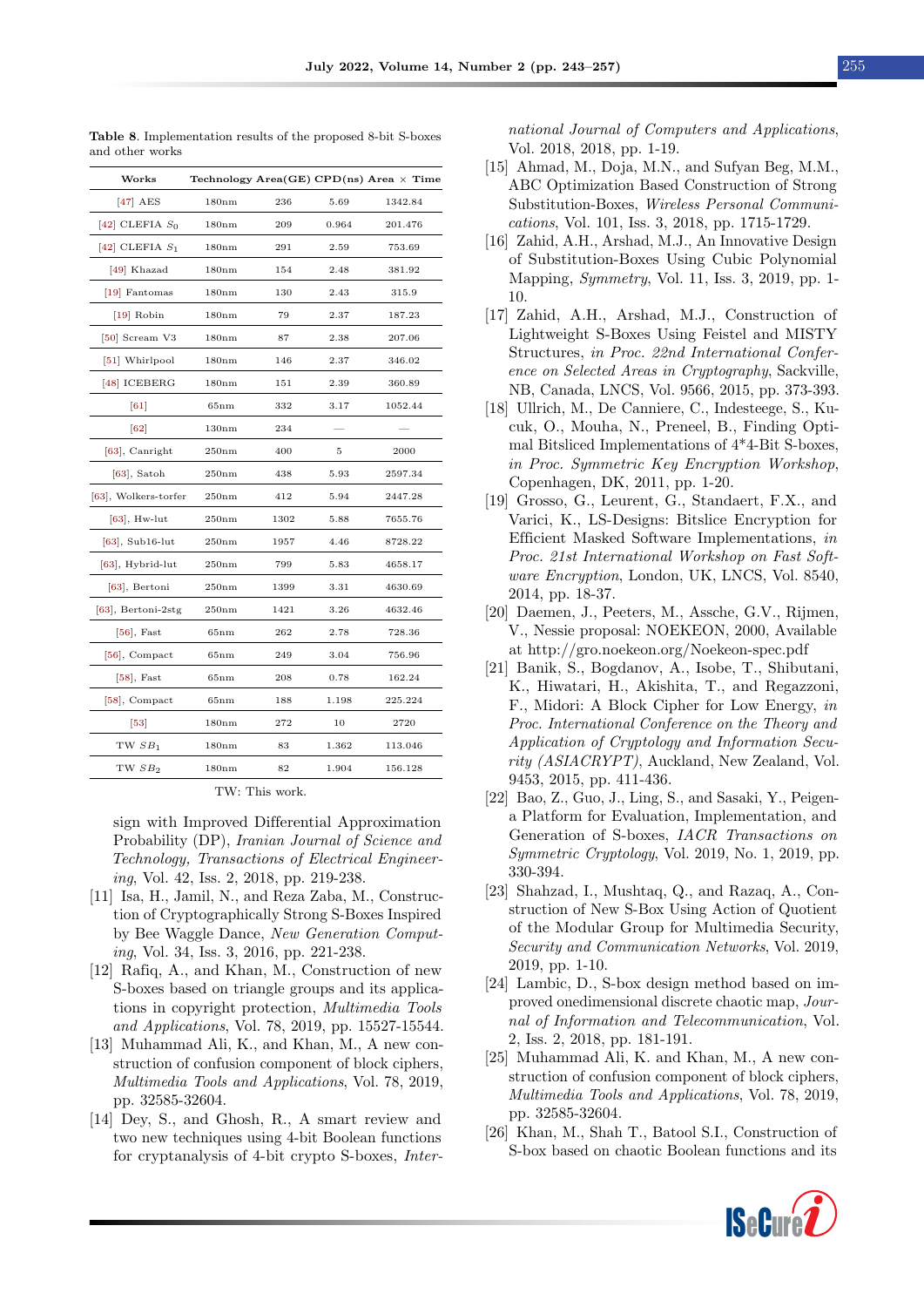**Table 8**. Implementation results of the proposed 8-bit S-boxes and other works

| Works | Technology | Area(GE) | CPD(ns) | Area × Time |
|---|---|---|---|---|
| [47] AES | 180nm | 236 | 5.69 | 1342.84 |
| [42] CLEFIA $S_0$ | 180nm | 209 | 0.964 | 201.476 |
| [42] CLEFIA $S_1$ | 180nm | 291 | 2.59 | 753.69 |
| [49] Khazad | 180nm | 154 | 2.48 | 381.92 |
| [19] Fantomas | 180nm | 130 | 2.43 | 315.9 |
| [19] Robin | 180nm | 79 | 2.37 | 187.23 |
| [50] Scream V3 | 180nm | 87 | 2.38 | 207.06 |
| [51] Whirlpool | 180nm | 146 | 2.37 | 346.02 |
| [48] ICEBERG | 180nm | 151 | 2.39 | 360.89 |
| [61] | 65nm | 332 | 3.17 | 1052.44 |
| [62] | 130nm | 234 | — | — |
| [63], Canright | 250nm | 400 | 5 | 2000 |
| [63], Satoh | 250nm | 438 | 5.93 | 2597.34 |
| [63], Wolkers-torfer | 250nm | 412 | 5.94 | 2447.28 |
| [63], Hw-lut | 250nm | 1302 | 5.88 | 7655.76 |
| [63], Sub16-lut | 250nm | 1957 | 4.46 | 8728.22 |
| [63], Hybrid-lut | 250nm | 799 | 5.83 | 4658.17 |
| [63], Bertoni | 250nm | 1399 | 3.31 | 4630.69 |
| [63], Bertoni-2stg | 250nm | 1421 | 3.26 | 4632.46 |
| [56], Fast | 65nm | 262 | 2.78 | 728.36 |
| [56], Compact | 65nm | 249 | 3.04 | 756.96 |
| [58], Fast | 65nm | 208 | 0.78 | 162.24 |
| [58], Compact | 65nm | 188 | 1.198 | 225.224 |
| [53] | 180nm | 272 | 10 | 2720 |
| TW $SB_1$ | 180nm | 83 | 1.362 | 113.046 |
| TW $SB_2$ | 180nm | 82 | 1.904 | 156.128 |

TW: This work.

sign with Improved Differential Approximation Probability (DP), *Iranian Journal of Science and Technology, Transactions of Electrical Engineering*, Vol. 42, Iss. 2, 2018, pp. 219-238.

[11] Isa, H., Jamil, N., and Reza Zaba, M., Construction of Cryptographically Strong S-Boxes Inspired by Bee Waggle Dance, *New Generation Computing*, Vol. 34, Iss. 3, 2016, pp. 221-238.

[12] Rafiq, A., and Khan, M., Construction of new S-boxes based on triangle groups and its applications in copyright protection, *Multimedia Tools and Applications*, Vol. 78, 2019, pp. 15527-15544.

[13] Muhammad Ali, K., and Khan, M., A new construction of confusion component of block ciphers, *Multimedia Tools and Applications*, Vol. 78, 2019, pp. 32585-32604.

[14] Dey, S., and Ghosh, R., A smart review and two new techniques using 4-bit Boolean functions for cryptanalysis of 4-bit crypto S-boxes, *International Journal of Computers and Applications*, Vol. 2018, 2018, pp. 1-19.

[15] Ahmad, M., Doja, M.N., and Sufyan Beg, M.M., ABC Optimization Based Construction of Strong Substitution-Boxes, *Wireless Personal Communications*, Vol. 101, Iss. 3, 2018, pp. 1715-1729.

[16] Zahid, A.H., Arshad, M.J., An Innovative Design of Substitution-Boxes Using Cubic Polynomial Mapping, *Symmetry*, Vol. 11, Iss. 3, 2019, pp. 1-10.

[17] Zahid, A.H., Arshad, M.J., Construction of Lightweight S-Boxes Using Feistel and MISTY Structures, *in Proc. 22nd International Conference on Selected Areas in Cryptography*, Sackville, NB, Canada, LNCS, Vol. 9566, 2015, pp. 373-393.

[18] Ullrich, M., De Canniere, C., Indesteege, S., Kucuk, O., Mouha, N., Preneel, B., Finding Optimal Bitsliced Implementations of 4*4-Bit S-boxes, *in Proc. Symmetric Key Encryption Workshop*, Copenhagen, DK, 2011, pp. 1-20.

[19] Grosso, G., Leurent, G., Standaert, F.X., and Varici, K., LS-Designs: Bitslice Encryption for Efficient Masked Software Implementations, *in Proc. 21st International Workshop on Fast Software Encryption*, London, UK, LNCS, Vol. 8540, 2014, pp. 18-37.

[20] Daemen, J., Peeters, M., Assche, G.V., Rijmen, V., Nessie proposal: NOEKEON, 2000, Available at http://gro.noekeon.org/Noekeon-spec.pdf

[21] Banik, S., Bogdanov, A., Isobe, T., Shibutani, K., Hiwatari, H., Akishita, T., and Regazzoni, F., Midori: A Block Cipher for Low Energy, *in Proc. International Conference on the Theory and Application of Cryptology and Information Security (ASIACRYPT)*, Auckland, New Zealand, Vol. 9453, 2015, pp. 411-436.

[22] Bao, Z., Guo, J., Ling, S., and Sasaki, Y., Peigen-a Platform for Evaluation, Implementation, and Generation of S-boxes, *IACR Transactions on Symmetric Cryptology*, Vol. 2019, No. 1, 2019, pp. 330-394.

[23] Shahzad, I., Mushtaq, Q., and Razaq, A., Construction of New S-Box Using Action of Quotient of the Modular Group for Multimedia Security, *Security and Communication Networks*, Vol. 2019, 2019, pp. 1-10.

[24] Lambic, D., S-box design method based on improved onedimensional discrete chaotic map, *Journal of Information and Telecommunication*, Vol. 2, Iss. 2, 2018, pp. 181-191.

[25] Muhammad Ali, K. and Khan, M., A new construction of confusion component of block ciphers, *Multimedia Tools and Applications*, Vol. 78, 2019, pp. 32585-32604.

[26] Khan, M., Shah T., Batool S.I., Construction of S-box based on chaotic Boolean functions and its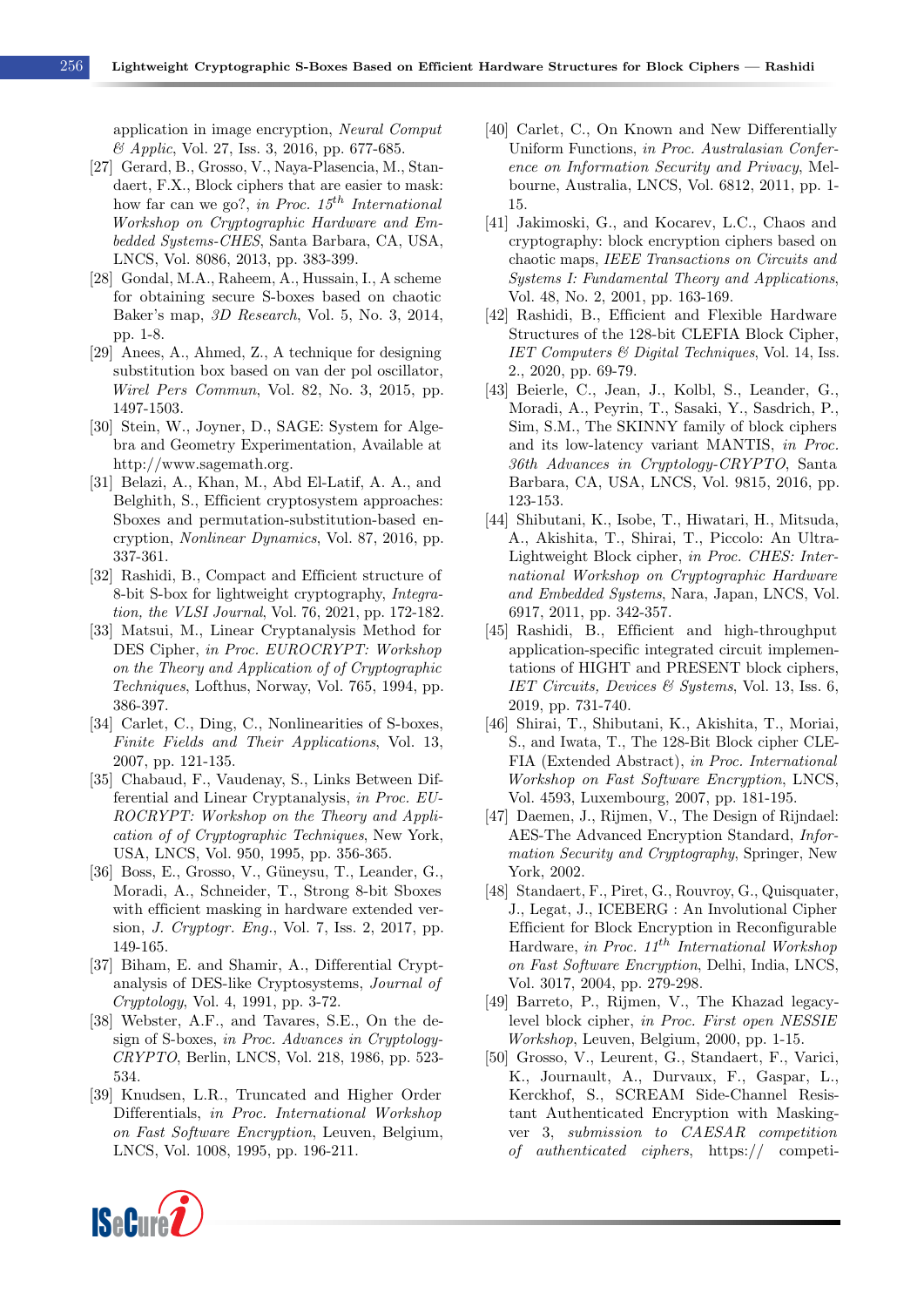application in image encryption, *Neural Comput & Applic*, Vol. 27, Iss. 3, 2016, pp. 677-685.

[27] Gerard, B., Grosso, V., Naya-Plasencia, M., Standaert, F.X., Block ciphers that are easier to mask: how far can we go?, *in Proc. 15th International Workshop on Cryptographic Hardware and Embedded Systems-CHES*, Santa Barbara, CA, USA, LNCS, Vol. 8086, 2013, pp. 383-399.

[28] Gondal, M.A., Raheem, A., Hussain, I., A scheme for obtaining secure S-boxes based on chaotic Baker's map, *3D Research*, Vol. 5, No. 3, 2014, pp. 1-8.

[29] Anees, A., Ahmed, Z., A technique for designing substitution box based on van der pol oscillator, *Wirel Pers Commun*, Vol. 82, No. 3, 2015, pp. 1497-1503.

[30] Stein, W., Joyner, D., SAGE: System for Algebra and Geometry Experimentation, Available at http://www.sagemath.org.

[31] Belazi, A., Khan, M., Abd El-Latif, A. A., and Belghith, S., Efficient cryptosystem approaches: Sboxes and permutation-substitution-based encryption, *Nonlinear Dynamics*, Vol. 87, 2016, pp. 337-361.

[32] Rashidi, B., Compact and Efficient structure of 8-bit S-box for lightweight cryptography, *Integration, the VLSI Journal*, Vol. 76, 2021, pp. 172-182.

[33] Matsui, M., Linear Cryptanalysis Method for DES Cipher, *in Proc. EUROCRYPT: Workshop on the Theory and Application of of Cryptographic Techniques*, Lofthus, Norway, Vol. 765, 1994, pp. 386-397.

[34] Carlet, C., Ding, C., Nonlinearities of S-boxes, *Finite Fields and Their Applications*, Vol. 13, 2007, pp. 121-135.

[35] Chabaud, F., Vaudenay, S., Links Between Differential and Linear Cryptanalysis, *in Proc. EUROCRYPT: Workshop on the Theory and Application of of Cryptographic Techniques*, New York, USA, LNCS, Vol. 950, 1995, pp. 356-365.

[36] Boss, E., Grosso, V., Güneysu, T., Leander, G., Moradi, A., Schneider, T., Strong 8-bit Sboxes with efficient masking in hardware extended version, *J. Cryptogr. Eng.*, Vol. 7, Iss. 2, 2017, pp. 149-165.

[37] Biham, E. and Shamir, A., Differential Cryptanalysis of DES-like Cryptosystems, *Journal of Cryptology*, Vol. 4, 1991, pp. 3-72.

[38] Webster, A.F., and Tavares, S.E., On the design of S-boxes, *in Proc. Advances in Cryptology-CRYPTO*, Berlin, LNCS, Vol. 218, 1986, pp. 523-534.

[39] Knudsen, L.R., Truncated and Higher Order Differentials, *in Proc. International Workshop on Fast Software Encryption*, Leuven, Belgium, LNCS, Vol. 1008, 1995, pp. 196-211.

[40] Carlet, C., On Known and New Differentially Uniform Functions, *in Proc. Australasian Conference on Information Security and Privacy*, Melbourne, Australia, LNCS, Vol. 6812, 2011, pp. 1-15.

[41] Jakimoski, G., and Kocarev, L.C., Chaos and cryptography: block encryption ciphers based on chaotic maps, *IEEE Transactions on Circuits and Systems I: Fundamental Theory and Applications*, Vol. 48, No. 2, 2001, pp. 163-169.

[42] Rashidi, B., Efficient and Flexible Hardware Structures of the 128-bit CLEFIA Block Cipher, *IET Computers & Digital Techniques*, Vol. 14, Iss. 2., 2020, pp. 69-79.

[43] Beierle, C., Jean, J., Kolbl, S., Leander, G., Moradi, A., Peyrin, T., Sasaki, Y., Sasdrich, P., Sim, S.M., The SKINNY family of block ciphers and its low-latency variant MANTIS, *in Proc. 36th Advances in Cryptology-CRYPTO*, Santa Barbara, CA, USA, LNCS, Vol. 9815, 2016, pp. 123-153.

[44] Shibutani, K., Isobe, T., Hiwatari, H., Mitsuda, A., Akishita, T., Shirai, T., Piccolo: An Ultra-Lightweight Block cipher, *in Proc. CHES: International Workshop on Cryptographic Hardware and Embedded Systems*, Nara, Japan, LNCS, Vol. 6917, 2011, pp. 342-357.

[45] Rashidi, B., Efficient and high-throughput application-specific integrated circuit implementations of HIGHT and PRESENT block ciphers, *IET Circuits, Devices & Systems*, Vol. 13, Iss. 6, 2019, pp. 731-740.

[46] Shirai, T., Shibutani, K., Akishita, T., Moriai, S., and Iwata, T., The 128-Bit Block cipher CLEFIA (Extended Abstract), *in Proc. International Workshop on Fast Software Encryption*, LNCS, Vol. 4593, Luxembourg, 2007, pp. 181-195.

[47] Daemen, J., Rijmen, V., The Design of Rijndael: AES-The Advanced Encryption Standard, *Information Security and Cryptography*, Springer, New York, 2002.

[48] Standaert, F., Piret, G., Rouvroy, G., Quisquater, J., Legat, J., ICEBERG : An Involutional Cipher Efficient for Block Encryption in Reconfigurable Hardware, *in Proc. 11th International Workshop on Fast Software Encryption*, Delhi, India, LNCS, Vol. 3017, 2004, pp. 279-298.

[49] Barreto, P., Rijmen, V., The Khazad legacy-level block cipher, *in Proc. First open NESSIE Workshop*, Leuven, Belgium, 2000, pp. 1-15.

[50] Grosso, V., Leurent, G., Standaert, F., Varici, K., Journault, A., Durvaux, F., Gaspar, L., Kerckhof, S., SCREAM Side-Channel Resistant Authenticated Encryption with Masking-ver 3, *submission to CAESAR competition of authenticated ciphers*, https:// competi-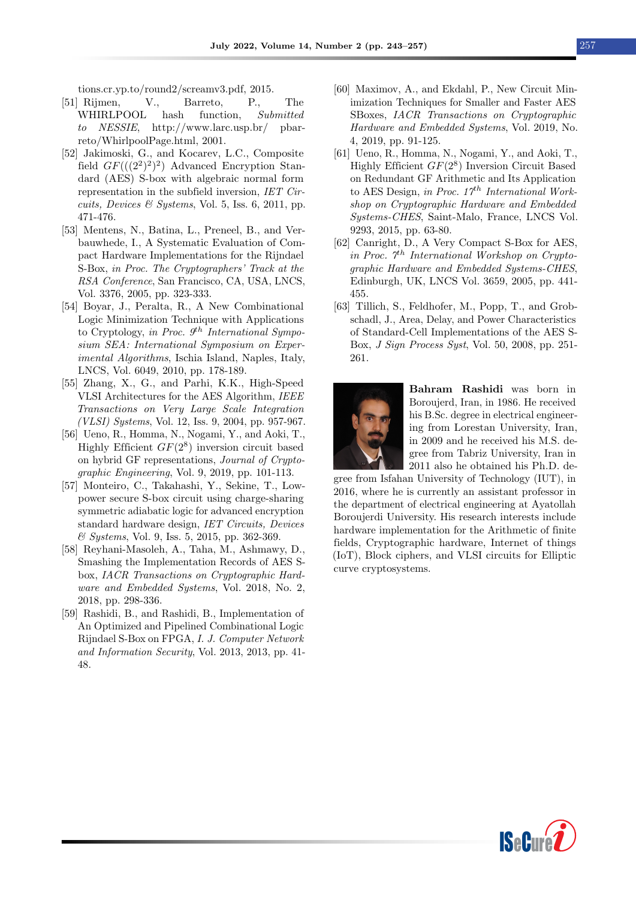tions.cr.yp.to/round2/screamv3.pdf, 2015.

[51] Rijmen, V., Barreto, P., The WHIRLPOOL hash function, *Submitted to NESSIE*, http://www.larc.usp.br/ pbarreto/WhirlpoolPage.html, 2001.

[52] Jakimoski, G., and Kocarev, L.C., Composite field $GF(((2^2)^2)^2)$ Advanced Encryption Standard (AES) S-box with algebraic normal form representation in the subfield inversion, *IET Circuits, Devices & Systems*, Vol. 5, Iss. 6, 2011, pp. 471-476.

[53] Mentens, N., Batina, L., Preneel, B., and Verbauwhede, I., A Systematic Evaluation of Compact Hardware Implementations for the Rijndael S-Box, *in Proc. The Cryptographers' Track at the RSA Conference*, San Francisco, CA, USA, LNCS, Vol. 3376, 2005, pp. 323-333.

[54] Boyar, J., Peralta, R., A New Combinational Logic Minimization Technique with Applications to Cryptology, *in Proc. 9$^{th}$ International Symposium SEA: International Symposium on Experimental Algorithms*, Ischia Island, Naples, Italy, LNCS, Vol. 6049, 2010, pp. 178-189.

[55] Zhang, X., G., and Parhi, K.K., High-Speed VLSI Architectures for the AES Algorithm, *IEEE Transactions on Very Large Scale Integration (VLSI) Systems*, Vol. 12, Iss. 9, 2004, pp. 957-967.

[56] Ueno, R., Homma, N., Nogami, Y., and Aoki, T., Highly Efficient $GF(2^8)$ inversion circuit based on hybrid GF representations, *Journal of Cryptographic Engineering*, Vol. 9, 2019, pp. 101-113.

[57] Monteiro, C., Takahashi, Y., Sekine, T., Low-power secure S-box circuit using charge-sharing symmetric adiabatic logic for advanced encryption standard hardware design, *IET Circuits, Devices & Systems*, Vol. 9, Iss. 5, 2015, pp. 362-369.

[58] Reyhani-Masoleh, A., Taha, M., Ashmawy, D., Smashing the Implementation Records of AES S-box, *IACR Transactions on Cryptographic Hardware and Embedded Systems*, Vol. 2018, No. 2, 2018, pp. 298-336.

[59] Rashidi, B., and Rashidi, B., Implementation of An Optimized and Pipelined Combinational Logic Rijndael S-Box on FPGA, *I. J. Computer Network and Information Security*, Vol. 2013, 2013, pp. 41-48.

[60] Maximov, A., and Ekdahl, P., New Circuit Minimization Techniques for Smaller and Faster AES SBoxes, *IACR Transactions on Cryptographic Hardware and Embedded Systems*, Vol. 2019, No. 4, 2019, pp. 91-125.

[61] Ueno, R., Homma, N., Nogami, Y., and Aoki, T., Highly Efficient $GF(2^8)$ Inversion Circuit Based on Redundant GF Arithmetic and Its Application to AES Design, *in Proc. 17$^{th}$ International Workshop on Cryptographic Hardware and Embedded Systems-CHES*, Saint-Malo, France, LNCS Vol. 9293, 2015, pp. 63-80.

[62] Canright, D., A Very Compact S-Box for AES, *in Proc. 7$^{th}$ International Workshop on Cryptographic Hardware and Embedded Systems-CHES*, Edinburgh, UK, LNCS Vol. 3659, 2005, pp. 441-455.

[63] Tillich, S., Feldhofer, M., Popp, T., and Grobschadl, J., Area, Delay, and Power Characteristics of Standard-Cell Implementations of the AES S-Box, *J Sign Process Syst*, Vol. 50, 2008, pp. 251-261.

**Bahram Rashidi** was born in Boroujerd, Iran, in 1986. He received his B.Sc. degree in electrical engineering from Lorestan University, Iran, in 2009 and he received his M.S. degree from Tabriz University, Iran in 2011 also he obtained his Ph.D. degree from Isfahan University of Technology (IUT), in 2016, where he is currently an assistant professor in the department of electrical engineering at Ayatollah Boroujerdi University. His research interests include hardware implementation for the Arithmetic of finite fields, Cryptographic hardware, Internet of things (IoT), Block ciphers, and VLSI circuits for Elliptic curve cryptosystems.